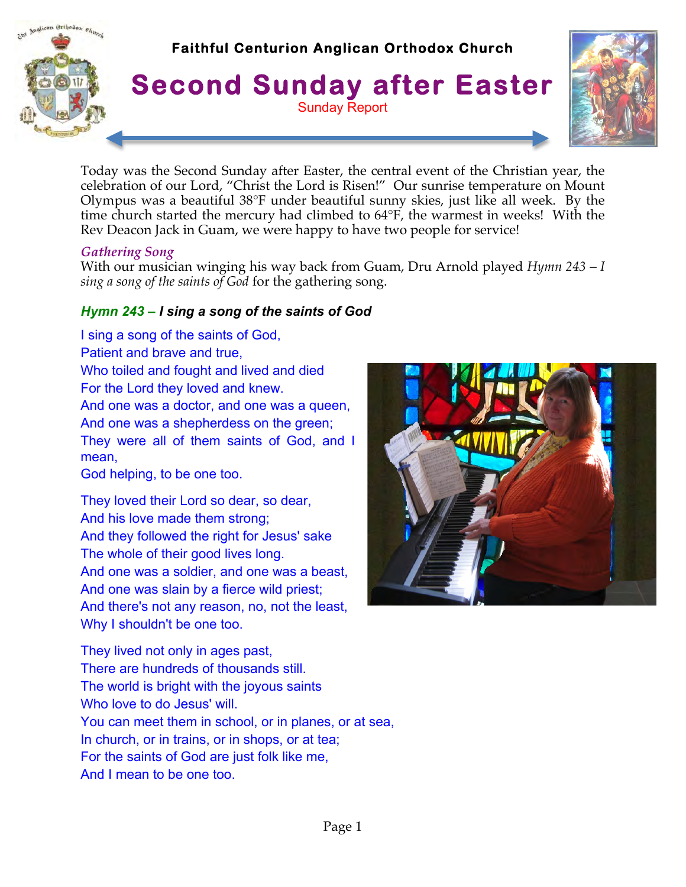Faithful Centurion Anglican Orthodox Church

# Second Sunday after Easter

Sunday Report

Today was the Second Sunday after Easter, the central event of the Christian year, the celebration of our Lord, "Christ the Lord is Risen!" Our sunrise temperature on Mount Olympus was a beautiful 38°F under beautiful sunny skies, just like all week. By the time church started the mercury had climbed to 64°F, the warmest in weeks! With the Rev Deacon Jack in Guam, we were happy to have two people for service!

### *Gathering Song*

With our musician winging his way back from Guam, Dru Arnold played *Hymn 243 – I sing a song of the saints of God* for the gathering song.

### ***Hymn 243 – I sing a song of the saints of God***

I sing a song of the saints of God,
Patient and brave and true,
Who toiled and fought and lived and died
For the Lord they loved and knew.
And one was a doctor, and one was a queen,
And one was a shepherdess on the green;
They were all of them saints of God, and I mean,
God helping, to be one too.

They loved their Lord so dear, so dear,
And his love made them strong;
And they followed the right for Jesus' sake
The whole of their good lives long.
And one was a soldier, and one was a beast,
And one was slain by a fierce wild priest;
And there's not any reason, no, not the least,
Why I shouldn't be one too.

They lived not only in ages past,
There are hundreds of thousands still.
The world is bright with the joyous saints
Who love to do Jesus' will.
You can meet them in school, or in planes, or at sea,
In church, or in trains, or in shops, or at tea;
For the saints of God are just folk like me,
And I mean to be one too.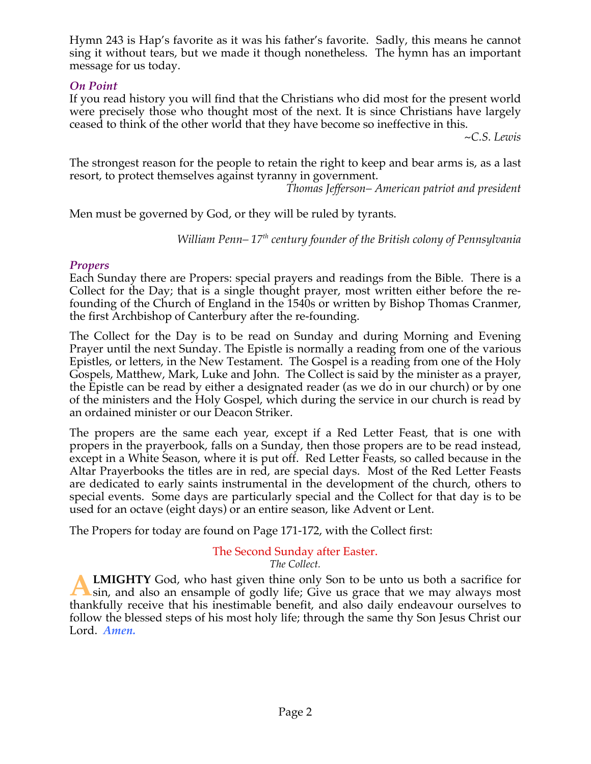Hymn 243 is Hap's favorite as it was his father's favorite. Sadly, this means he cannot sing it without tears, but we made it though nonetheless. The hymn has an important message for us today.

### *On Point*

If you read history you will find that the Christians who did most for the present world were precisely those who thought most of the next. It is since Christians have largely ceased to think of the other world that they have become so ineffective in this.

*~C.S. Lewis*

The strongest reason for the people to retain the right to keep and bear arms is, as a last resort, to protect themselves against tyranny in government.

*Thomas Jefferson– American patriot and president*

Men must be governed by God, or they will be ruled by tyrants.

*William Penn– 17th century founder of the British colony of Pennsylvania*

### *Propers*

Each Sunday there are Propers: special prayers and readings from the Bible. There is a Collect for the Day; that is a single thought prayer, most written either before the re-founding of the Church of England in the 1540s or written by Bishop Thomas Cranmer, the first Archbishop of Canterbury after the re-founding.

The Collect for the Day is to be read on Sunday and during Morning and Evening Prayer until the next Sunday. The Epistle is normally a reading from one of the various Epistles, or letters, in the New Testament. The Gospel is a reading from one of the Holy Gospels, Matthew, Mark, Luke and John. The Collect is said by the minister as a prayer, the Epistle can be read by either a designated reader (as we do in our church) or by one of the ministers and the Holy Gospel, which during the service in our church is read by an ordained minister or our Deacon Striker.

The propers are the same each year, except if a Red Letter Feast, that is one with propers in the prayerbook, falls on a Sunday, then those propers are to be read instead, except in a White Season, where it is put off. Red Letter Feasts, so called because in the Altar Prayerbooks the titles are in red, are special days. Most of the Red Letter Feasts are dedicated to early saints instrumental in the development of the church, others to special events. Some days are particularly special and the Collect for that day is to be used for an octave (eight days) or an entire season, like Advent or Lent.

The Propers for today are found on Page 171-172, with the Collect first:

The Second Sunday after Easter.

*The Collect.*

**ALMIGHTY** God, who hast given thine only Son to be unto us both a sacrifice for sin, and also an ensample of godly life; Give us grace that we may always most thankfully receive that his inestimable benefit, and also daily endeavour ourselves to follow the blessed steps of his most holy life; through the same thy Son Jesus Christ our Lord. ***Amen.***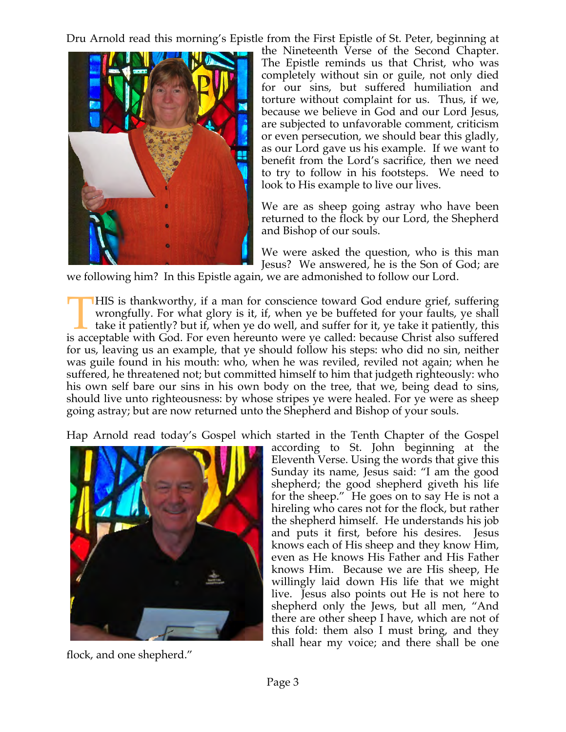Dru Arnold read this morning's Epistle from the First Epistle of St. Peter, beginning at the Nineteenth Verse of the Second Chapter. The Epistle reminds us that Christ, who was completely without sin or guile, not only died for our sins, but suffered humiliation and torture without complaint for us. Thus, if we, because we believe in God and our Lord Jesus, are subjected to unfavorable comment, criticism or even persecution, we should bear this gladly, as our Lord gave us his example. If we want to benefit from the Lord's sacrifice, then we need to try to follow in his footsteps. We need to look to His example to live our lives.

We are as sheep going astray who have been returned to the flock by our Lord, the Shepherd and Bishop of our souls.

We were asked the question, who is this man Jesus? We answered, he is the Son of God; are we following him? In this Epistle again, we are admonished to follow our Lord.

THIS is thankworthy, if a man for conscience toward God endure grief, suffering wrongfully. For what glory is it, if, when ye be buffeted for your faults, ye shall take it patiently? but if, when ye do well, and suffer for it, ye take it patiently, this is acceptable with God. For even hereunto were ye called: because Christ also suffered for us, leaving us an example, that ye should follow his steps: who did no sin, neither was guile found in his mouth: who, when he was reviled, reviled not again; when he suffered, he threatened not; but committed himself to him that judgeth righteously: who his own self bare our sins in his own body on the tree, that we, being dead to sins, should live unto righteousness: by whose stripes ye were healed. For ye were as sheep going astray; but are now returned unto the Shepherd and Bishop of your souls.

Hap Arnold read today's Gospel which started in the Tenth Chapter of the Gospel according to St. John beginning at the Eleventh Verse. Using the words that give this Sunday its name, Jesus said: "I am the good shepherd; the good shepherd giveth his life for the sheep." He goes on to say He is not a hireling who cares not for the flock, but rather the shepherd himself. He understands his job and puts it first, before his desires. Jesus knows each of His sheep and they know Him, even as He knows His Father and His Father knows Him. Because we are His sheep, He willingly laid down His life that we might live. Jesus also points out He is not here to shepherd only the Jews, but all men, "And there are other sheep I have, which are not of this fold: them also I must bring, and they shall hear my voice; and there shall be one flock, and one shepherd."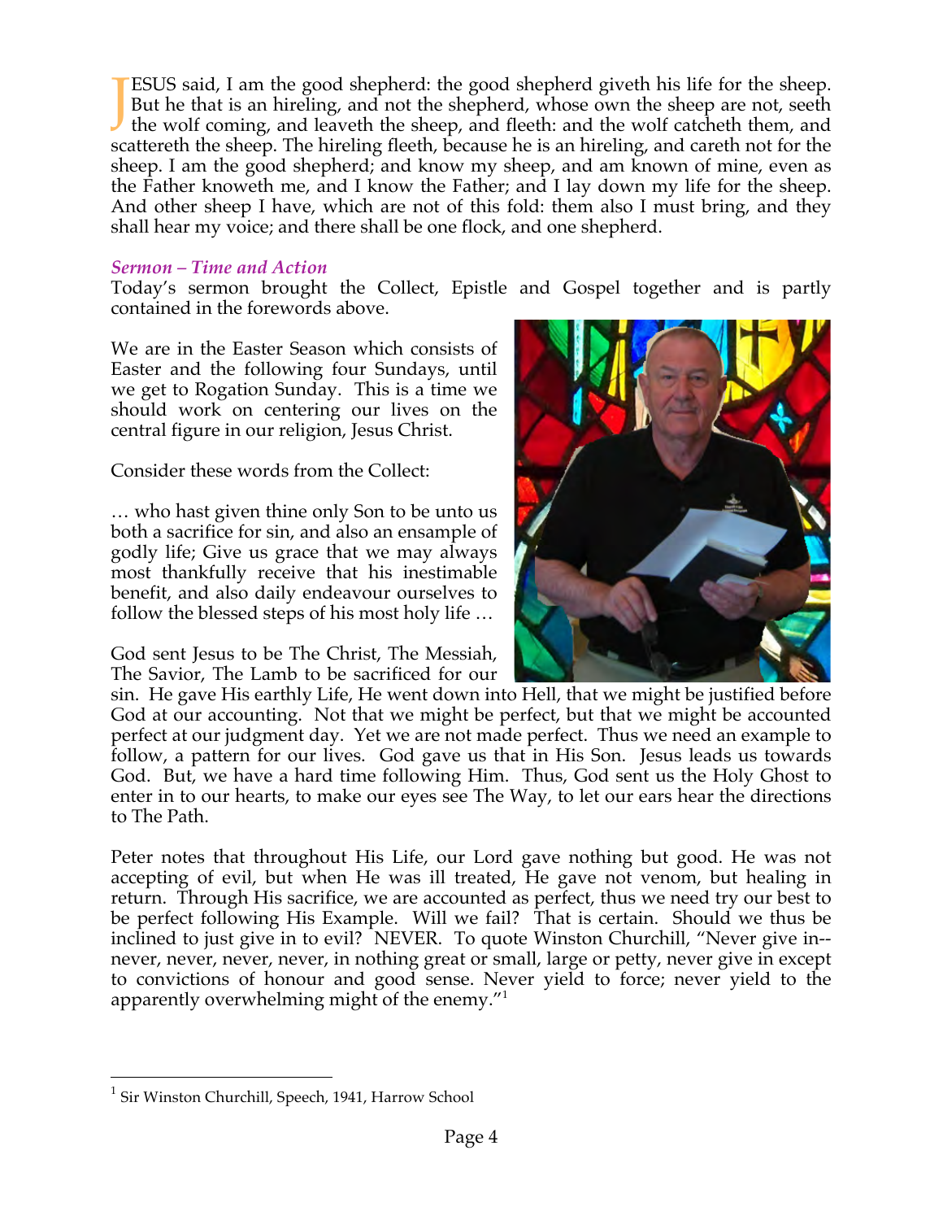JESUS said, I am the good shepherd: the good shepherd giveth his life for the sheep. But he that is an hireling, and not the shepherd, whose own the sheep are not, seeth the wolf coming, and leaveth the sheep, and fleeth: and the wolf catcheth them, and scattereth the sheep. The hireling fleeth, because he is an hireling, and careth not for the sheep. I am the good shepherd; and know my sheep, and am known of mine, even as the Father knoweth me, and I know the Father; and I lay down my life for the sheep. And other sheep I have, which are not of this fold: them also I must bring, and they shall hear my voice; and there shall be one flock, and one shepherd.

### *Sermon – Time and Action*

Today's sermon brought the Collect, Epistle and Gospel together and is partly contained in the forewords above.

We are in the Easter Season which consists of Easter and the following four Sundays, until we get to Rogation Sunday. This is a time we should work on centering our lives on the central figure in our religion, Jesus Christ.

Consider these words from the Collect:

… who hast given thine only Son to be unto us both a sacrifice for sin, and also an ensample of godly life; Give us grace that we may always most thankfully receive that his inestimable benefit, and also daily endeavour ourselves to follow the blessed steps of his most holy life …

God sent Jesus to be The Christ, The Messiah, The Savior, The Lamb to be sacrificed for our sin. He gave His earthly Life, He went down into Hell, that we might be justified before God at our accounting. Not that we might be perfect, but that we might be accounted perfect at our judgment day. Yet we are not made perfect. Thus we need an example to follow, a pattern for our lives. God gave us that in His Son. Jesus leads us towards God. But, we have a hard time following Him. Thus, God sent us the Holy Ghost to enter in to our hearts, to make our eyes see The Way, to let our ears hear the directions to The Path.

Peter notes that throughout His Life, our Lord gave nothing but good. He was not accepting of evil, but when He was ill treated, He gave not venom, but healing in return. Through His sacrifice, we are accounted as perfect, thus we need try our best to be perfect following His Example. Will we fail? That is certain. Should we thus be inclined to just give in to evil? NEVER. To quote Winston Churchill, "Never give in--never, never, never, never, in nothing great or small, large or petty, never give in except to convictions of honour and good sense. Never yield to force; never yield to the apparently overwhelming might of the enemy."[1]

---

[1] Sir Winston Churchill, Speech, 1941, Harrow School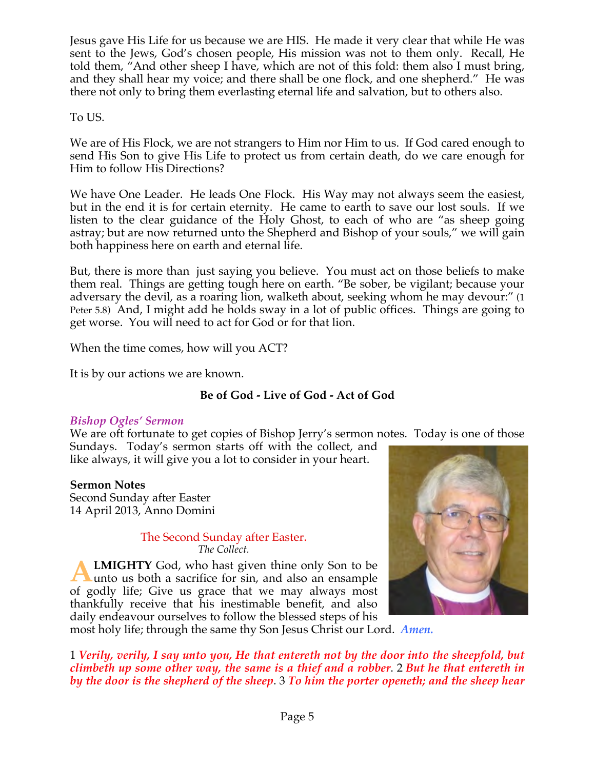Jesus gave His Life for us because we are HIS. He made it very clear that while He was sent to the Jews, God's chosen people, His mission was not to them only. Recall, He told them, "And other sheep I have, which are not of this fold: them also I must bring, and they shall hear my voice; and there shall be one flock, and one shepherd." He was there not only to bring them everlasting eternal life and salvation, but to others also.

To US.

We are of His Flock, we are not strangers to Him nor Him to us. If God cared enough to send His Son to give His Life to protect us from certain death, do we care enough for Him to follow His Directions?

We have One Leader. He leads One Flock. His Way may not always seem the easiest, but in the end it is for certain eternity. He came to earth to save our lost souls. If we listen to the clear guidance of the Holy Ghost, to each of who are "as sheep going astray; but are now returned unto the Shepherd and Bishop of your souls," we will gain both happiness here on earth and eternal life.

But, there is more than just saying you believe. You must act on those beliefs to make them real. Things are getting tough here on earth. "Be sober, be vigilant; because your adversary the devil, as a roaring lion, walketh about, seeking whom he may devour:" (1 Peter 5.8) And, I might add he holds sway in a lot of public offices. Things are going to get worse. You will need to act for God or for that lion.

When the time comes, how will you ACT?

It is by our actions we are known.

**Be of God - Live of God - Act of God**

***Bishop Ogles' Sermon***

We are oft fortunate to get copies of Bishop Jerry's sermon notes. Today is one of those Sundays. Today's sermon starts off with the collect, and like always, it will give you a lot to consider in your heart.

**Sermon Notes**
Second Sunday after Easter
14 April 2013, Anno Domini

The Second Sunday after Easter.
*The Collect.*

**ALMIGHTY** God, who hast given thine only Son to be unto us both a sacrifice for sin, and also an ensample of godly life; Give us grace that we may always most thankfully receive that his inestimable benefit, and also daily endeavour ourselves to follow the blessed steps of his most holy life; through the same thy Son Jesus Christ our Lord. ***Amen.***

1 ***Verily, verily, I say unto you, He that entereth not by the door into the sheepfold, but climbeth up some other way, the same is a thief and a robber***. 2 ***But he that entereth in by the door is the shepherd of the sheep***. 3 ***To him the porter openeth; and the sheep hear***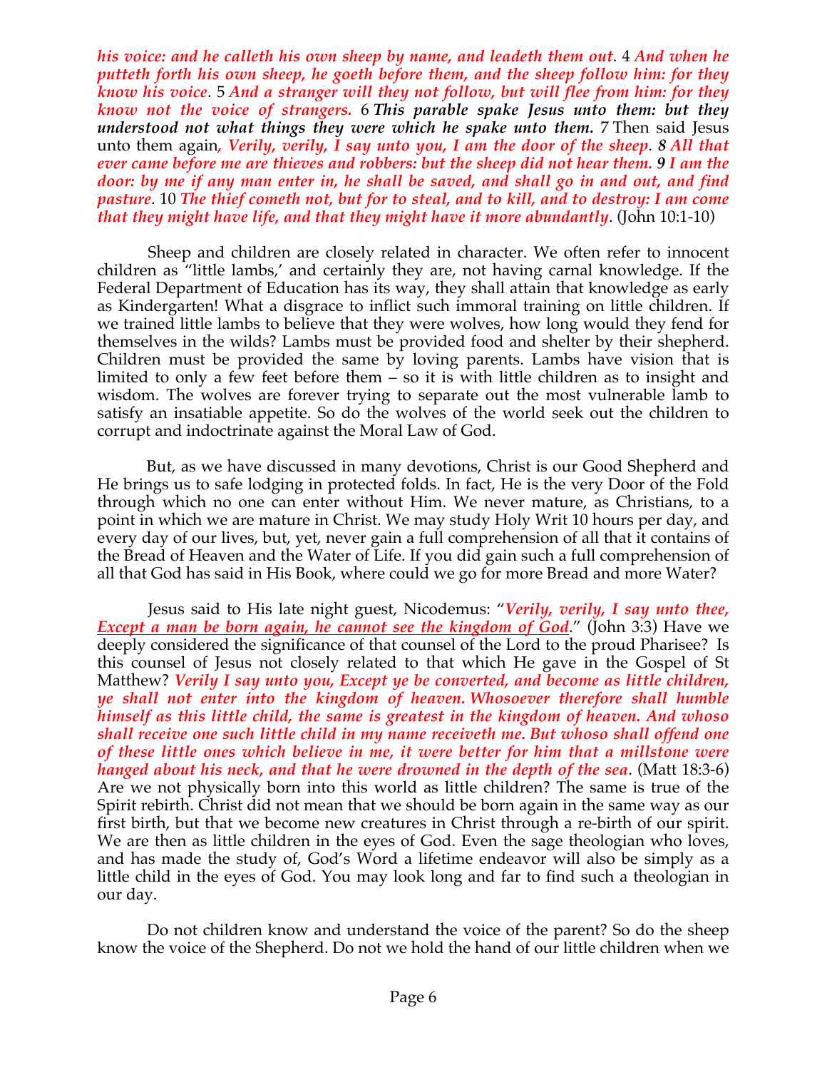*his voice: and he calleth his own sheep by name, and leadeth them out*. 4 *And when he putteth forth his own sheep, he goeth before them, and the sheep follow him: for they know his voice*. 5 *And a stranger will they not follow, but will flee from him: for they know not the voice of strangers.* 6 ***This parable spake Jesus unto them: but they understood not what things they were which he spake unto them.*** 7 Then said Jesus unto them again*, Verily, verily, I say unto you, I am the door of the sheep*. *8 All that ever came before me are thieves and robbers: but the sheep did not hear them. 9 I am the door: by me if any man enter in, he shall be saved, and shall go in and out, and find pasture*. 10 *The thief cometh not, but for to steal, and to kill, and to destroy: I am come that they might have life, and that they might have it more abundantly*. (John 10:1-10)

Sheep and children are closely related in character. We often refer to innocent children as "little lambs,' and certainly they are, not having carnal knowledge. If the Federal Department of Education has its way, they shall attain that knowledge as early as Kindergarten! What a disgrace to inflict such immoral training on little children. If we trained little lambs to believe that they were wolves, how long would they fend for themselves in the wilds? Lambs must be provided food and shelter by their shepherd. Children must be provided the same by loving parents. Lambs have vision that is limited to only a few feet before them – so it is with little children as to insight and wisdom. The wolves are forever trying to separate out the most vulnerable lamb to satisfy an insatiable appetite. So do the wolves of the world seek out the children to corrupt and indoctrinate against the Moral Law of God.

But, as we have discussed in many devotions, Christ is our Good Shepherd and He brings us to safe lodging in protected folds. In fact, He is the very Door of the Fold through which no one can enter without Him. We never mature, as Christians, to a point in which we are mature in Christ. We may study Holy Writ 10 hours per day, and every day of our lives, but, yet, never gain a full comprehension of all that it contains of the Bread of Heaven and the Water of Life. If you did gain such a full comprehension of all that God has said in His Book, where could we go for more Bread and more Water?

Jesus said to His late night guest, Nicodemus: "*Verily, verily, I say unto thee, Except a man be born again, he cannot see the kingdom of God*." (John 3:3) Have we deeply considered the significance of that counsel of the Lord to the proud Pharisee? Is this counsel of Jesus not closely related to that which He gave in the Gospel of St Matthew? *Verily I say unto you, Except ye be converted, and become as little children, ye shall not enter into the kingdom of heaven. Whosoever therefore shall humble himself as this little child, the same is greatest in the kingdom of heaven. And whoso shall receive one such little child in my name receiveth me. But whoso shall offend one of these little ones which believe in me, it were better for him that a millstone were hanged about his neck, and that he were drowned in the depth of the sea*. (Matt 18:3-6) Are we not physically born into this world as little children? The same is true of the Spirit rebirth. Christ did not mean that we should be born again in the same way as our first birth, but that we become new creatures in Christ through a re-birth of our spirit. We are then as little children in the eyes of God. Even the sage theologian who loves, and has made the study of, God's Word a lifetime endeavor will also be simply as a little child in the eyes of God. You may look long and far to find such a theologian in our day.

Do not children know and understand the voice of the parent? So do the sheep know the voice of the Shepherd. Do not we hold the hand of our little children when we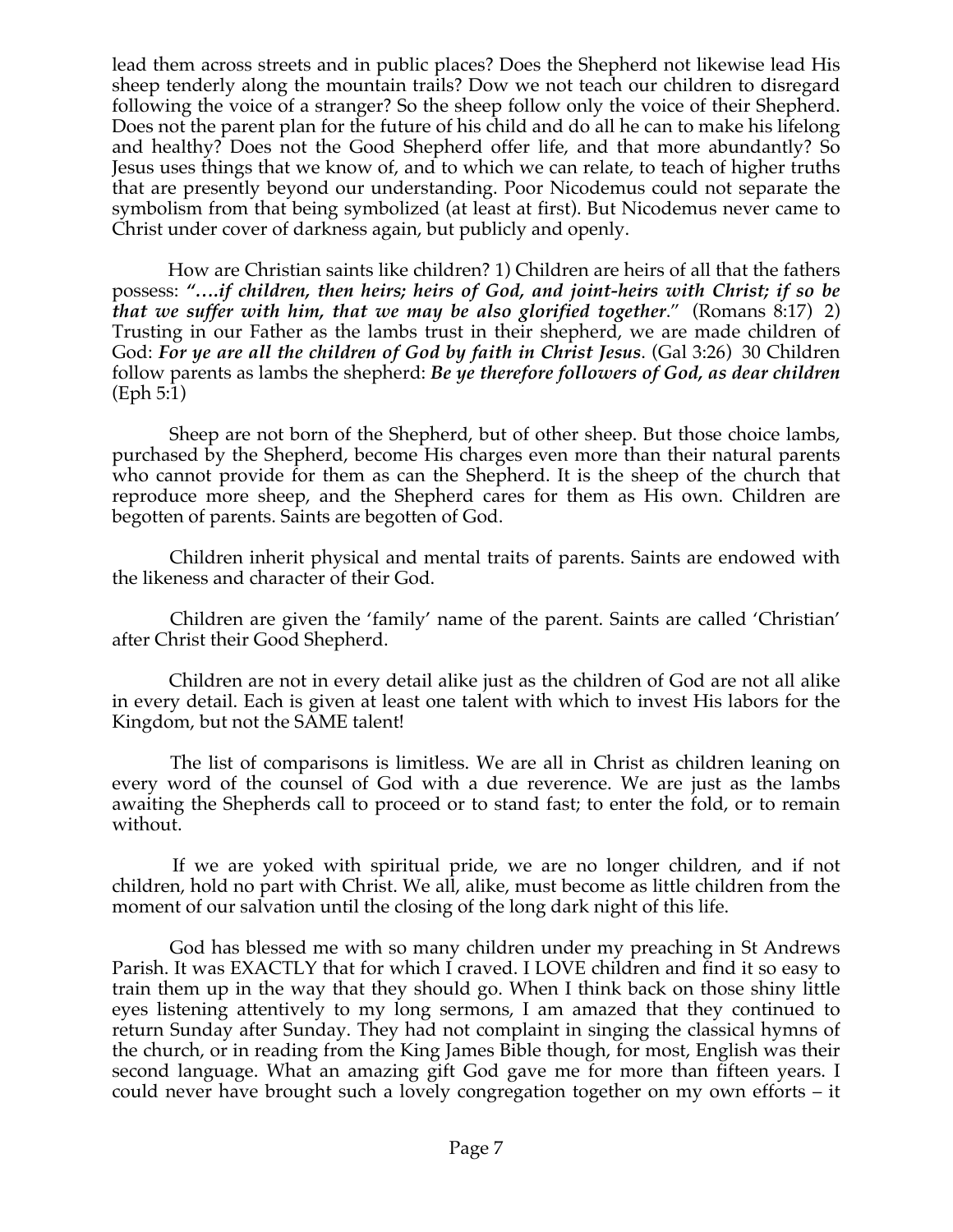lead them across streets and in public places? Does the Shepherd not likewise lead His sheep tenderly along the mountain trails? Dow we not teach our children to disregard following the voice of a stranger? So the sheep follow only the voice of their Shepherd. Does not the parent plan for the future of his child and do all he can to make his lifelong and healthy? Does not the Good Shepherd offer life, and that more abundantly? So Jesus uses things that we know of, and to which we can relate, to teach of higher truths that are presently beyond our understanding. Poor Nicodemus could not separate the symbolism from that being symbolized (at least at first). But Nicodemus never came to Christ under cover of darkness again, but publicly and openly.

How are Christian saints like children? 1) Children are heirs of all that the fathers possess: ***"….if children, then heirs; heirs of God, and joint-heirs with Christ; if so be that we suffer with him, that we may be also glorified together*."** (Romans 8:17) 2) Trusting in our Father as the lambs trust in their shepherd, we are made children of God: ***For ye are all the children of God by faith in Christ Jesus***. (Gal 3:26) 30 Children follow parents as lambs the shepherd: ***Be ye therefore followers of God, as dear children*** (Eph 5:1)

Sheep are not born of the Shepherd, but of other sheep. But those choice lambs, purchased by the Shepherd, become His charges even more than their natural parents who cannot provide for them as can the Shepherd. It is the sheep of the church that reproduce more sheep, and the Shepherd cares for them as His own. Children are begotten of parents. Saints are begotten of God.

Children inherit physical and mental traits of parents. Saints are endowed with the likeness and character of their God.

Children are given the 'family' name of the parent. Saints are called 'Christian' after Christ their Good Shepherd.

Children are not in every detail alike just as the children of God are not all alike in every detail. Each is given at least one talent with which to invest His labors for the Kingdom, but not the SAME talent!

The list of comparisons is limitless. We are all in Christ as children leaning on every word of the counsel of God with a due reverence. We are just as the lambs awaiting the Shepherds call to proceed or to stand fast; to enter the fold, or to remain without.

If we are yoked with spiritual pride, we are no longer children, and if not children, hold no part with Christ. We all, alike, must become as little children from the moment of our salvation until the closing of the long dark night of this life.

God has blessed me with so many children under my preaching in St Andrews Parish. It was EXACTLY that for which I craved. I LOVE children and find it so easy to train them up in the way that they should go. When I think back on those shiny little eyes listening attentively to my long sermons, I am amazed that they continued to return Sunday after Sunday. They had not complaint in singing the classical hymns of the church, or in reading from the King James Bible though, for most, English was their second language. What an amazing gift God gave me for more than fifteen years. I could never have brought such a lovely congregation together on my own efforts – it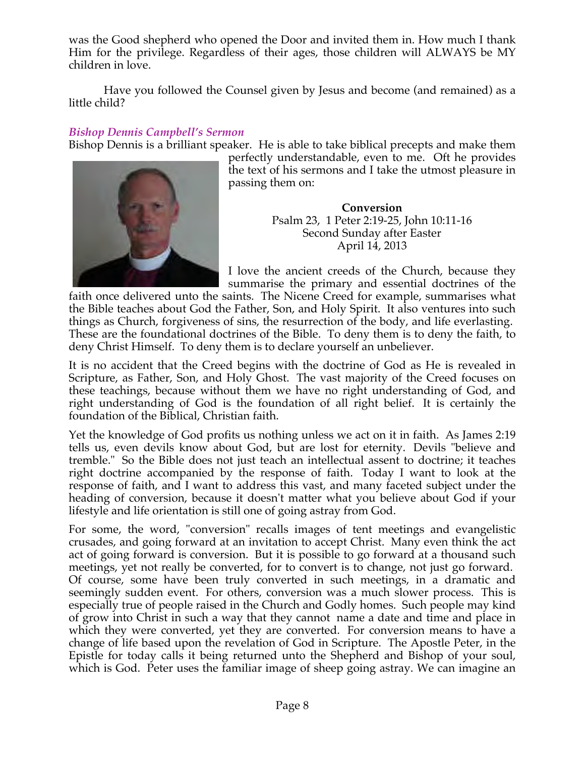was the Good shepherd who opened the Door and invited them in. How much I thank Him for the privilege. Regardless of their ages, those children will ALWAYS be MY children in love.

Have you followed the Counsel given by Jesus and become (and remained) as a little child?

### *Bishop Dennis Campbell's Sermon*

Bishop Dennis is a brilliant speaker. He is able to take biblical precepts and make them perfectly understandable, even to me. Oft he provides the text of his sermons and I take the utmost pleasure in passing them on:

**Conversion**
Psalm 23, 1 Peter 2:19-25, John 10:11-16
Second Sunday after Easter
April 14, 2013

I love the ancient creeds of the Church, because they summarise the primary and essential doctrines of the faith once delivered unto the saints. The Nicene Creed for example, summarises what the Bible teaches about God the Father, Son, and Holy Spirit. It also ventures into such things as Church, forgiveness of sins, the resurrection of the body, and life everlasting. These are the foundational doctrines of the Bible. To deny them is to deny the faith, to deny Christ Himself. To deny them is to declare yourself an unbeliever.

It is no accident that the Creed begins with the doctrine of God as He is revealed in Scripture, as Father, Son, and Holy Ghost. The vast majority of the Creed focuses on these teachings, because without them we have no right understanding of God, and right understanding of God is the foundation of all right belief. It is certainly the foundation of the Biblical, Christian faith.

Yet the knowledge of God profits us nothing unless we act on it in faith. As James 2:19 tells us, even devils know about God, but are lost for eternity. Devils "believe and tremble." So the Bible does not just teach an intellectual assent to doctrine; it teaches right doctrine accompanied by the response of faith. Today I want to look at the response of faith, and I want to address this vast, and many faceted subject under the heading of conversion, because it doesn't matter what you believe about God if your lifestyle and life orientation is still one of going astray from God.

For some, the word, "conversion" recalls images of tent meetings and evangelistic crusades, and going forward at an invitation to accept Christ. Many even think the act of going forward is conversion. But it is possible to go forward at a thousand such meetings, yet not really be converted, for to convert is to change, not just go forward. Of course, some have been truly converted in such meetings, in a dramatic and seemingly sudden event. For others, conversion was a much slower process. This is especially true of people raised in the Church and Godly homes. Such people may kind of grow into Christ in such a way that they cannot name a date and time and place in which they were converted, yet they are converted. For conversion means to have a change of life based upon the revelation of God in Scripture. The Apostle Peter, in the Epistle for today calls it being returned unto the Shepherd and Bishop of your soul, which is God. Peter uses the familiar image of sheep going astray. We can imagine an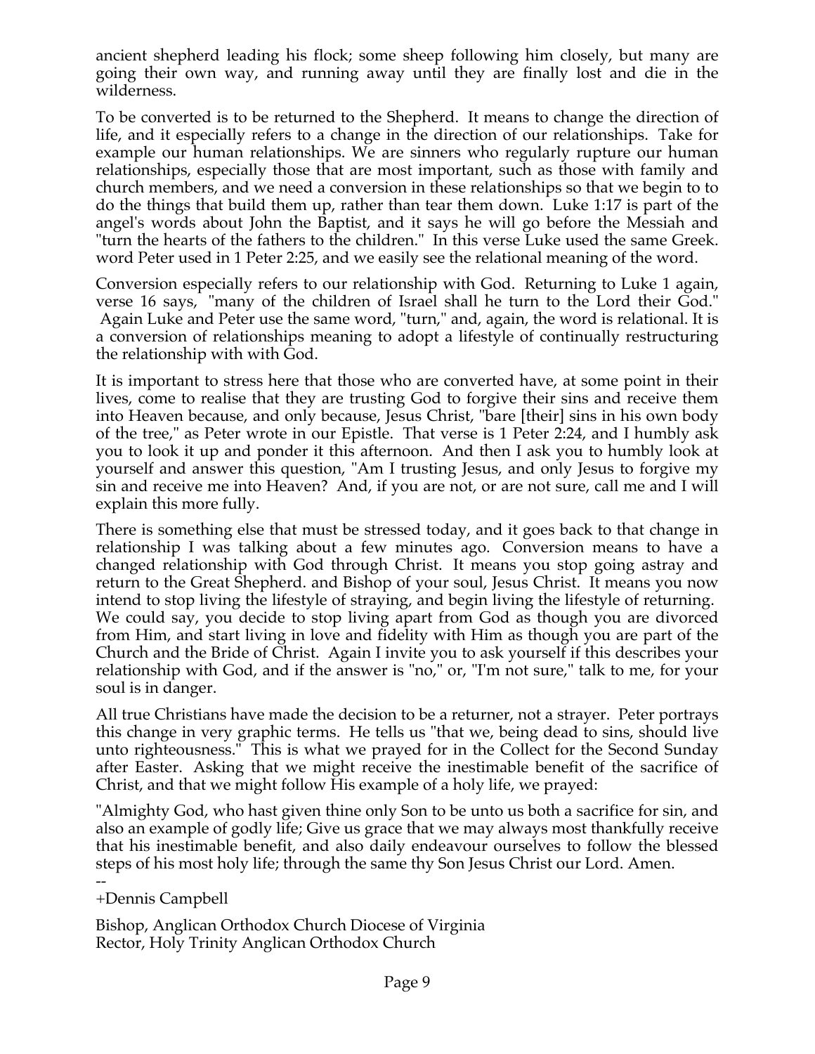ancient shepherd leading his flock; some sheep following him closely, but many are going their own way, and running away until they are finally lost and die in the wilderness.

To be converted is to be returned to the Shepherd. It means to change the direction of life, and it especially refers to a change in the direction of our relationships. Take for example our human relationships. We are sinners who regularly rupture our human relationships, especially those that are most important, such as those with family and church members, and we need a conversion in these relationships so that we begin to to do the things that build them up, rather than tear them down. Luke 1:17 is part of the angel's words about John the Baptist, and it says he will go before the Messiah and "turn the hearts of the fathers to the children." In this verse Luke used the same Greek. word Peter used in 1 Peter 2:25, and we easily see the relational meaning of the word.

Conversion especially refers to our relationship with God. Returning to Luke 1 again, verse 16 says, "many of the children of Israel shall he turn to the Lord their God." Again Luke and Peter use the same word, "turn," and, again, the word is relational. It is a conversion of relationships meaning to adopt a lifestyle of continually restructuring the relationship with with God.

It is important to stress here that those who are converted have, at some point in their lives, come to realise that they are trusting God to forgive their sins and receive them into Heaven because, and only because, Jesus Christ, "bare [their] sins in his own body of the tree," as Peter wrote in our Epistle. That verse is 1 Peter 2:24, and I humbly ask you to look it up and ponder it this afternoon. And then I ask you to humbly look at yourself and answer this question, "Am I trusting Jesus, and only Jesus to forgive my sin and receive me into Heaven? And, if you are not, or are not sure, call me and I will explain this more fully.

There is something else that must be stressed today, and it goes back to that change in relationship I was talking about a few minutes ago. Conversion means to have a changed relationship with God through Christ. It means you stop going astray and return to the Great Shepherd. and Bishop of your soul, Jesus Christ. It means you now intend to stop living the lifestyle of straying, and begin living the lifestyle of returning. We could say, you decide to stop living apart from God as though you are divorced from Him, and start living in love and fidelity with Him as though you are part of the Church and the Bride of Christ. Again I invite you to ask yourself if this describes your relationship with God, and if the answer is "no," or, "I'm not sure," talk to me, for your soul is in danger.

All true Christians have made the decision to be a returner, not a strayer. Peter portrays this change in very graphic terms. He tells us "that we, being dead to sins, should live unto righteousness." This is what we prayed for in the Collect for the Second Sunday after Easter. Asking that we might receive the inestimable benefit of the sacrifice of Christ, and that we might follow His example of a holy life, we prayed:

"Almighty God, who hast given thine only Son to be unto us both a sacrifice for sin, and also an example of godly life; Give us grace that we may always most thankfully receive that his inestimable benefit, and also daily endeavour ourselves to follow the blessed steps of his most holy life; through the same thy Son Jesus Christ our Lord. Amen.

--

+Dennis Campbell

Bishop, Anglican Orthodox Church Diocese of Virginia
Rector, Holy Trinity Anglican Orthodox Church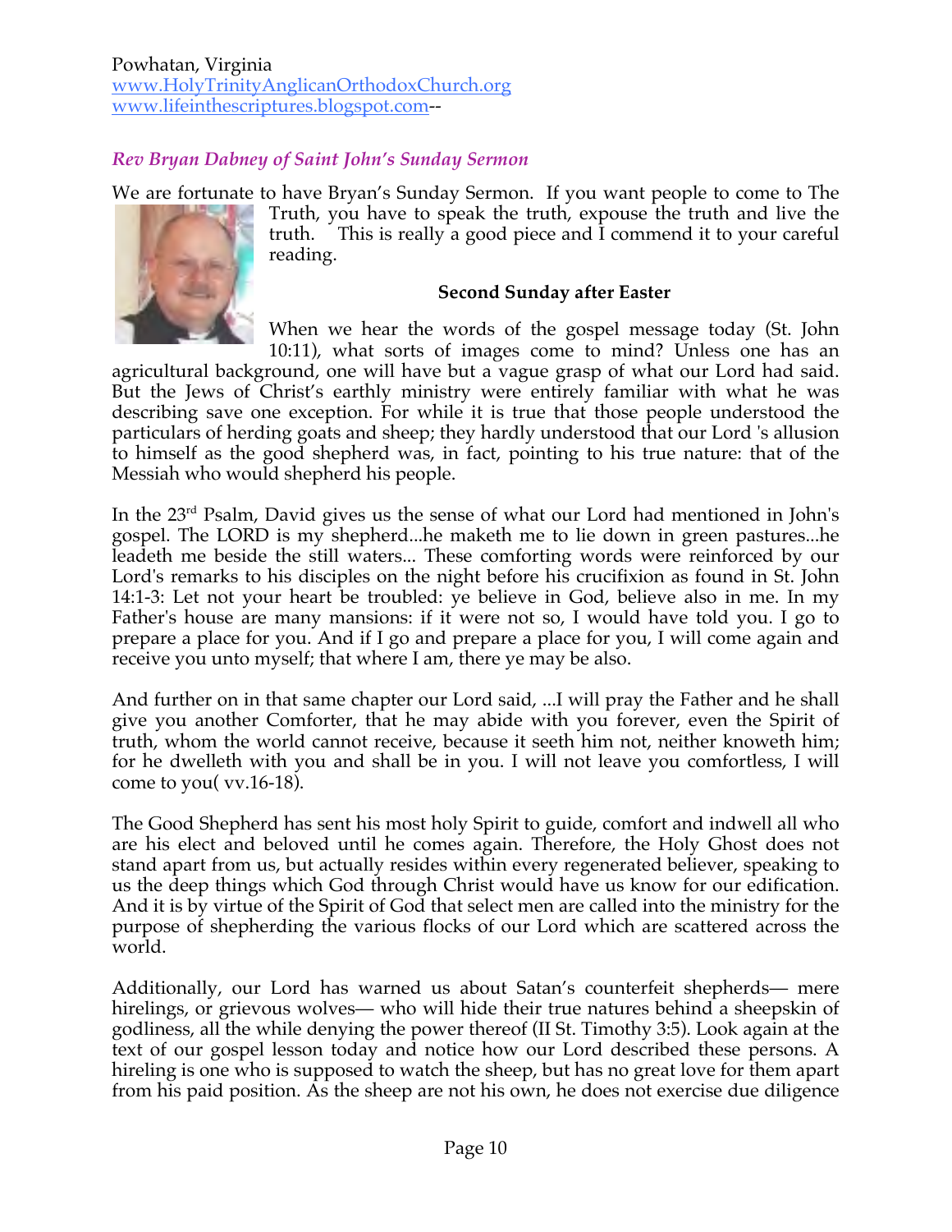Powhatan, Virginia
www.HolyTrinityAnglicanOrthodoxChurch.org
www.lifeinthescriptures.blogspot.com--

*Rev Bryan Dabney of Saint John's Sunday Sermon*

We are fortunate to have Bryan's Sunday Sermon. If you want people to come to The Truth, you have to speak the truth, expouse the truth and live the truth. This is really a good piece and I commend it to your careful reading.

**Second Sunday after Easter**

When we hear the words of the gospel message today (St. John 10:11), what sorts of images come to mind? Unless one has an agricultural background, one will have but a vague grasp of what our Lord had said. But the Jews of Christ's earthly ministry were entirely familiar with what he was describing save one exception. For while it is true that those people understood the particulars of herding goats and sheep; they hardly understood that our Lord 's allusion to himself as the good shepherd was, in fact, pointing to his true nature: that of the Messiah who would shepherd his people.

In the 23rd Psalm, David gives us the sense of what our Lord had mentioned in John's gospel. The LORD is my shepherd...he maketh me to lie down in green pastures...he leadeth me beside the still waters... These comforting words were reinforced by our Lord's remarks to his disciples on the night before his crucifixion as found in St. John 14:1-3: Let not your heart be troubled: ye believe in God, believe also in me. In my Father's house are many mansions: if it were not so, I would have told you. I go to prepare a place for you. And if I go and prepare a place for you, I will come again and receive you unto myself; that where I am, there ye may be also.

And further on in that same chapter our Lord said, ...I will pray the Father and he shall give you another Comforter, that he may abide with you forever, even the Spirit of truth, whom the world cannot receive, because it seeth him not, neither knoweth him; for he dwelleth with you and shall be in you. I will not leave you comfortless, I will come to you( vv.16-18).

The Good Shepherd has sent his most holy Spirit to guide, comfort and indwell all who are his elect and beloved until he comes again. Therefore, the Holy Ghost does not stand apart from us, but actually resides within every regenerated believer, speaking to us the deep things which God through Christ would have us know for our edification. And it is by virtue of the Spirit of God that select men are called into the ministry for the purpose of shepherding the various flocks of our Lord which are scattered across the world.

Additionally, our Lord has warned us about Satan's counterfeit shepherds— mere hirelings, or grievous wolves— who will hide their true natures behind a sheepskin of godliness, all the while denying the power thereof (II St. Timothy 3:5). Look again at the text of our gospel lesson today and notice how our Lord described these persons. A hireling is one who is supposed to watch the sheep, but has no great love for them apart from his paid position. As the sheep are not his own, he does not exercise due diligence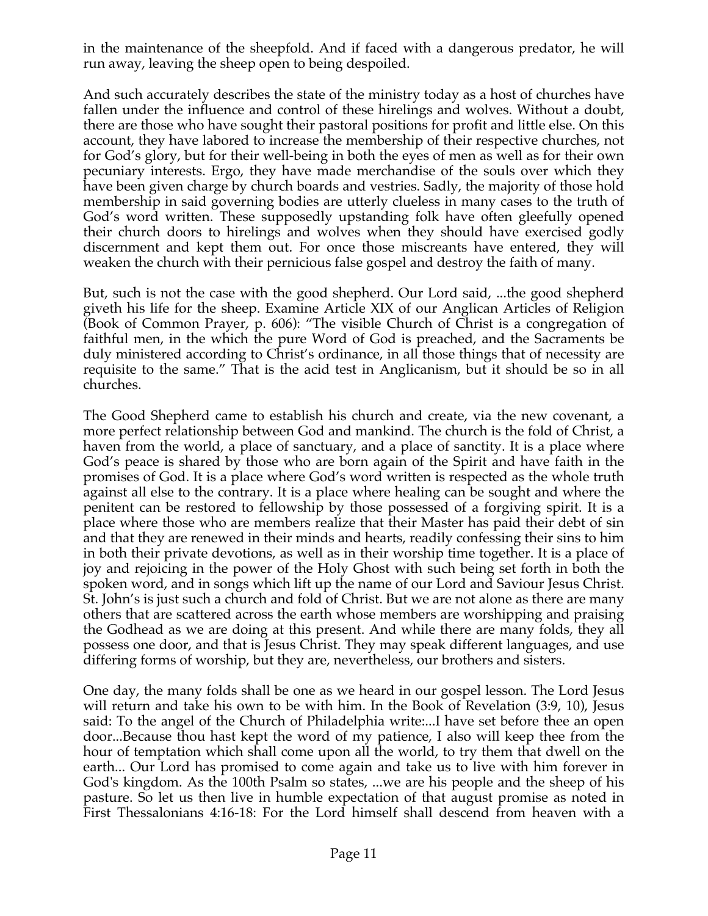in the maintenance of the sheepfold. And if faced with a dangerous predator, he will run away, leaving the sheep open to being despoiled.

And such accurately describes the state of the ministry today as a host of churches have fallen under the influence and control of these hirelings and wolves. Without a doubt, there are those who have sought their pastoral positions for profit and little else. On this account, they have labored to increase the membership of their respective churches, not for God's glory, but for their well-being in both the eyes of men as well as for their own pecuniary interests. Ergo, they have made merchandise of the souls over which they have been given charge by church boards and vestries. Sadly, the majority of those hold membership in said governing bodies are utterly clueless in many cases to the truth of God's word written. These supposedly upstanding folk have often gleefully opened their church doors to hirelings and wolves when they should have exercised godly discernment and kept them out. For once those miscreants have entered, they will weaken the church with their pernicious false gospel and destroy the faith of many.

But, such is not the case with the good shepherd. Our Lord said, ...the good shepherd giveth his life for the sheep. Examine Article XIX of our Anglican Articles of Religion (Book of Common Prayer, p. 606): "The visible Church of Christ is a congregation of faithful men, in the which the pure Word of God is preached, and the Sacraments be duly ministered according to Christ's ordinance, in all those things that of necessity are requisite to the same." That is the acid test in Anglicanism, but it should be so in all churches.

The Good Shepherd came to establish his church and create, via the new covenant, a more perfect relationship between God and mankind. The church is the fold of Christ, a haven from the world, a place of sanctuary, and a place of sanctity. It is a place where God's peace is shared by those who are born again of the Spirit and have faith in the promises of God. It is a place where God's word written is respected as the whole truth against all else to the contrary. It is a place where healing can be sought and where the penitent can be restored to fellowship by those possessed of a forgiving spirit. It is a place where those who are members realize that their Master has paid their debt of sin and that they are renewed in their minds and hearts, readily confessing their sins to him in both their private devotions, as well as in their worship time together. It is a place of joy and rejoicing in the power of the Holy Ghost with such being set forth in both the spoken word, and in songs which lift up the name of our Lord and Saviour Jesus Christ. St. John's is just such a church and fold of Christ. But we are not alone as there are many others that are scattered across the earth whose members are worshipping and praising the Godhead as we are doing at this present. And while there are many folds, they all possess one door, and that is Jesus Christ. They may speak different languages, and use differing forms of worship, but they are, nevertheless, our brothers and sisters.

One day, the many folds shall be one as we heard in our gospel lesson. The Lord Jesus will return and take his own to be with him. In the Book of Revelation (3:9, 10), Jesus said: To the angel of the Church of Philadelphia write:...I have set before thee an open door...Because thou hast kept the word of my patience, I also will keep thee from the hour of temptation which shall come upon all the world, to try them that dwell on the earth... Our Lord has promised to come again and take us to live with him forever in God's kingdom. As the 100th Psalm so states, ...we are his people and the sheep of his pasture. So let us then live in humble expectation of that august promise as noted in First Thessalonians 4:16-18: For the Lord himself shall descend from heaven with a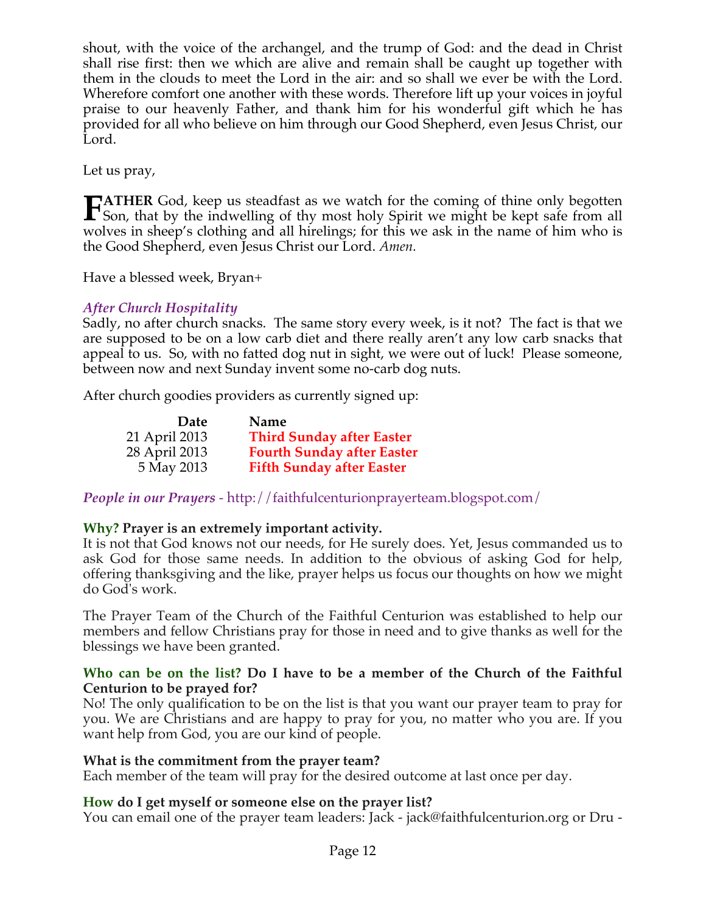shout, with the voice of the archangel, and the trump of God: and the dead in Christ shall rise first: then we which are alive and remain shall be caught up together with them in the clouds to meet the Lord in the air: and so shall we ever be with the Lord. Wherefore comfort one another with these words. Therefore lift up your voices in joyful praise to our heavenly Father, and thank him for his wonderful gift which he has provided for all who believe on him through our Good Shepherd, even Jesus Christ, our Lord.

Let us pray,

**FATHER** God, keep us steadfast as we watch for the coming of thine only begotten Son, that by the indwelling of thy most holy Spirit we might be kept safe from all wolves in sheep's clothing and all hirelings; for this we ask in the name of him who is the Good Shepherd, even Jesus Christ our Lord. *Amen.*

Have a blessed week, Bryan+

### *After Church Hospitality*

Sadly, no after church snacks. The same story every week, is it not? The fact is that we are supposed to be on a low carb diet and there really aren't any low carb snacks that appeal to us. So, with no fatted dog nut in sight, we were out of luck! Please someone, between now and next Sunday invent some no-carb dog nuts.

After church goodies providers as currently signed up:

| Date | Name |
|---|---|
| 21 April 2013 | **Third Sunday after Easter** |
| 28 April 2013 | **Fourth Sunday after Easter** |
| 5 May 2013 | **Fifth Sunday after Easter** |

### *People in our Prayers* - http://faithfulcenturionprayerteam.blogspot.com/

**Why? Prayer is an extremely important activity.**
It is not that God knows not our needs, for He surely does. Yet, Jesus commanded us to ask God for those same needs. In addition to the obvious of asking God for help, offering thanksgiving and the like, prayer helps us focus our thoughts on how we might do God's work.

The Prayer Team of the Church of the Faithful Centurion was established to help our members and fellow Christians pray for those in need and to give thanks as well for the blessings we have been granted.

**Who can be on the list? Do I have to be a member of the Church of the Faithful Centurion to be prayed for?**
No! The only qualification to be on the list is that you want our prayer team to pray for you. We are Christians and are happy to pray for you, no matter who you are. If you want help from God, you are our kind of people.

**What is the commitment from the prayer team?**
Each member of the team will pray for the desired outcome at last once per day.

**How do I get myself or someone else on the prayer list?**
You can email one of the prayer team leaders: Jack - jack@faithfulcenturion.org or Dru -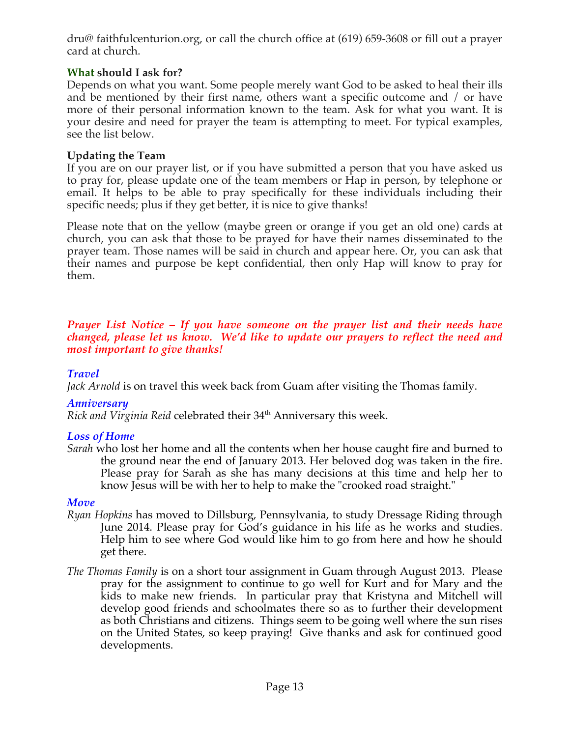dru@ faithfulcenturion.org, or call the church office at (619) 659-3608 or fill out a prayer card at church.

**What should I ask for?**

Depends on what you want. Some people merely want God to be asked to heal their ills and be mentioned by their first name, others want a specific outcome and / or have more of their personal information known to the team. Ask for what you want. It is your desire and need for prayer the team is attempting to meet. For typical examples, see the list below.

**Updating the Team**

If you are on our prayer list, or if you have submitted a person that you have asked us to pray for, please update one of the team members or Hap in person, by telephone or email. It helps to be able to pray specifically for these individuals including their specific needs; plus if they get better, it is nice to give thanks!

Please note that on the yellow (maybe green or orange if you get an old one) cards at church, you can ask that those to be prayed for have their names disseminated to the prayer team. Those names will be said in church and appear here. Or, you can ask that their names and purpose be kept confidential, then only Hap will know to pray for them.

***Prayer List Notice – If you have someone on the prayer list and their needs have changed, please let us know. We'd like to update our prayers to reflect the need and most important to give thanks!***

### *Travel*

*Jack Arnold* is on travel this week back from Guam after visiting the Thomas family.

### *Anniversary*

*Rick and Virginia Reid* celebrated their 34th Anniversary this week.

### *Loss of Home*

*Sarah* who lost her home and all the contents when her house caught fire and burned to the ground near the end of January 2013. Her beloved dog was taken in the fire. Please pray for Sarah as she has many decisions at this time and help her to know Jesus will be with her to help to make the "crooked road straight."

### *Move*

*Ryan Hopkins* has moved to Dillsburg, Pennsylvania, to study Dressage Riding through June 2014. Please pray for God's guidance in his life as he works and studies. Help him to see where God would like him to go from here and how he should get there.

*The Thomas Family* is on a short tour assignment in Guam through August 2013. Please pray for the assignment to continue to go well for Kurt and for Mary and the kids to make new friends. In particular pray that Kristyna and Mitchell will develop good friends and schoolmates there so as to further their development as both Christians and citizens. Things seem to be going well where the sun rises on the United States, so keep praying! Give thanks and ask for continued good developments.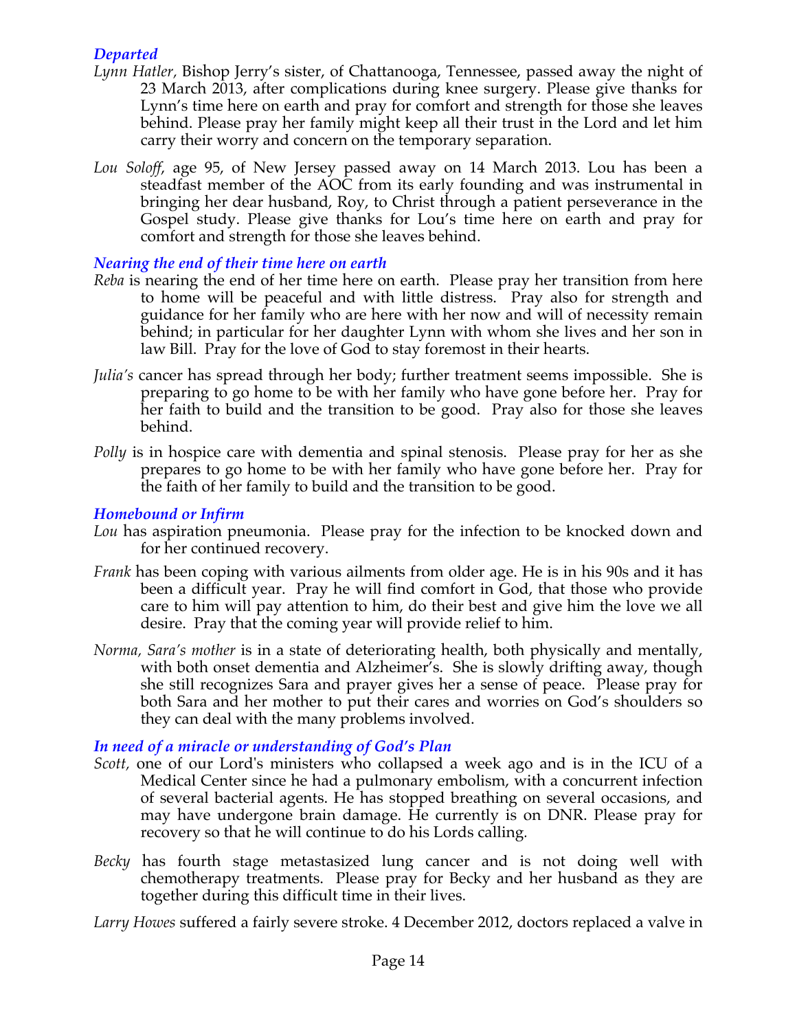### *Departed*

*Lynn Hatler*, Bishop Jerry's sister, of Chattanooga, Tennessee, passed away the night of 23 March 2013, after complications during knee surgery. Please give thanks for Lynn's time here on earth and pray for comfort and strength for those she leaves behind. Please pray her family might keep all their trust in the Lord and let him carry their worry and concern on the temporary separation.

*Lou Soloff*, age 95, of New Jersey passed away on 14 March 2013. Lou has been a steadfast member of the AOC from its early founding and was instrumental in bringing her dear husband, Roy, to Christ through a patient perseverance in the Gospel study. Please give thanks for Lou's time here on earth and pray for comfort and strength for those she leaves behind.

### *Nearing the end of their time here on earth*

*Reba* is nearing the end of her time here on earth. Please pray her transition from here to home will be peaceful and with little distress. Pray also for strength and guidance for her family who are here with her now and will of necessity remain behind; in particular for her daughter Lynn with whom she lives and her son in law Bill. Pray for the love of God to stay foremost in their hearts.

*Julia's* cancer has spread through her body; further treatment seems impossible. She is preparing to go home to be with her family who have gone before her. Pray for her faith to build and the transition to be good. Pray also for those she leaves behind.

*Polly* is in hospice care with dementia and spinal stenosis. Please pray for her as she prepares to go home to be with her family who have gone before her. Pray for the faith of her family to build and the transition to be good.

### *Homebound or Infirm*

*Lou* has aspiration pneumonia. Please pray for the infection to be knocked down and for her continued recovery.

*Frank* has been coping with various ailments from older age. He is in his 90s and it has been a difficult year. Pray he will find comfort in God, that those who provide care to him will pay attention to him, do their best and give him the love we all desire. Pray that the coming year will provide relief to him.

*Norma, Sara's mother* is in a state of deteriorating health, both physically and mentally, with both onset dementia and Alzheimer's. She is slowly drifting away, though she still recognizes Sara and prayer gives her a sense of peace. Please pray for both Sara and her mother to put their cares and worries on God's shoulders so they can deal with the many problems involved.

### *In need of a miracle or understanding of God's Plan*

*Scott,* one of our Lord's ministers who collapsed a week ago and is in the ICU of a Medical Center since he had a pulmonary embolism, with a concurrent infection of several bacterial agents. He has stopped breathing on several occasions, and may have undergone brain damage. He currently is on DNR. Please pray for recovery so that he will continue to do his Lords calling.

*Becky* has fourth stage metastasized lung cancer and is not doing well with chemotherapy treatments. Please pray for Becky and her husband as they are together during this difficult time in their lives.

*Larry Howes* suffered a fairly severe stroke. 4 December 2012, doctors replaced a valve in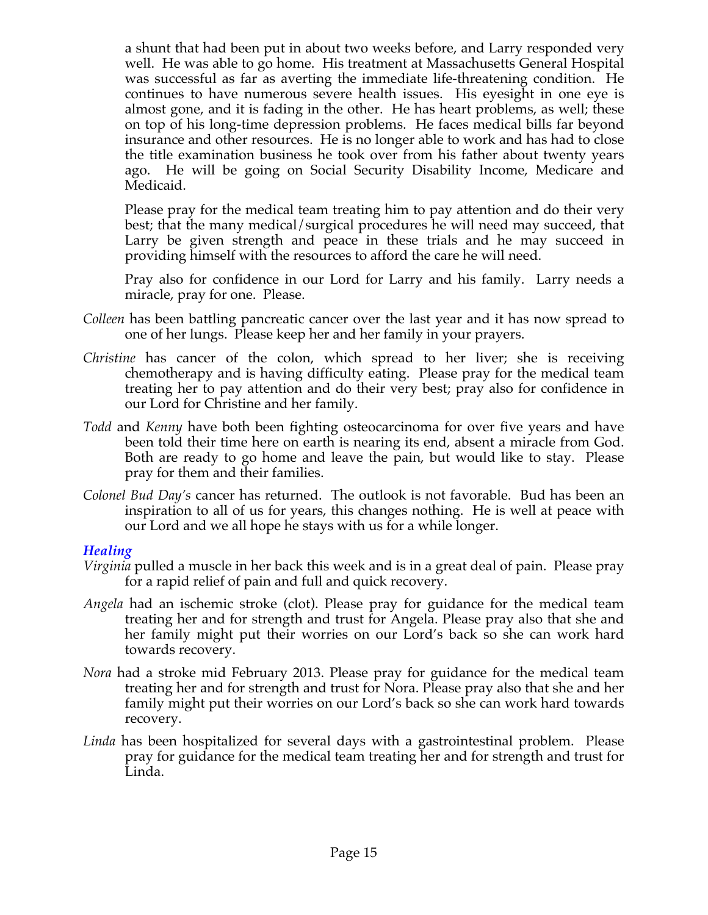a shunt that had been put in about two weeks before, and Larry responded very well. He was able to go home. His treatment at Massachusetts General Hospital was successful as far as averting the immediate life-threatening condition. He continues to have numerous severe health issues. His eyesight in one eye is almost gone, and it is fading in the other. He has heart problems, as well; these on top of his long-time depression problems. He faces medical bills far beyond insurance and other resources. He is no longer able to work and has had to close the title examination business he took over from his father about twenty years ago. He will be going on Social Security Disability Income, Medicare and Medicaid.

Please pray for the medical team treating him to pay attention and do their very best; that the many medical/surgical procedures he will need may succeed, that Larry be given strength and peace in these trials and he may succeed in providing himself with the resources to afford the care he will need.

Pray also for confidence in our Lord for Larry and his family. Larry needs a miracle, pray for one. Please.

*Colleen* has been battling pancreatic cancer over the last year and it has now spread to one of her lungs. Please keep her and her family in your prayers.

*Christine* has cancer of the colon, which spread to her liver; she is receiving chemotherapy and is having difficulty eating. Please pray for the medical team treating her to pay attention and do their very best; pray also for confidence in our Lord for Christine and her family.

*Todd* and *Kenny* have both been fighting osteocarcinoma for over five years and have been told their time here on earth is nearing its end, absent a miracle from God. Both are ready to go home and leave the pain, but would like to stay. Please pray for them and their families.

*Colonel Bud Day's* cancer has returned. The outlook is not favorable. Bud has been an inspiration to all of us for years, this changes nothing. He is well at peace with our Lord and we all hope he stays with us for a while longer.

### *Healing*

*Virginia* pulled a muscle in her back this week and is in a great deal of pain. Please pray for a rapid relief of pain and full and quick recovery.

*Angela* had an ischemic stroke (clot). Please pray for guidance for the medical team treating her and for strength and trust for Angela. Please pray also that she and her family might put their worries on our Lord's back so she can work hard towards recovery.

*Nora* had a stroke mid February 2013. Please pray for guidance for the medical team treating her and for strength and trust for Nora. Please pray also that she and her family might put their worries on our Lord's back so she can work hard towards recovery.

*Linda* has been hospitalized for several days with a gastrointestinal problem. Please pray for guidance for the medical team treating her and for strength and trust for Linda.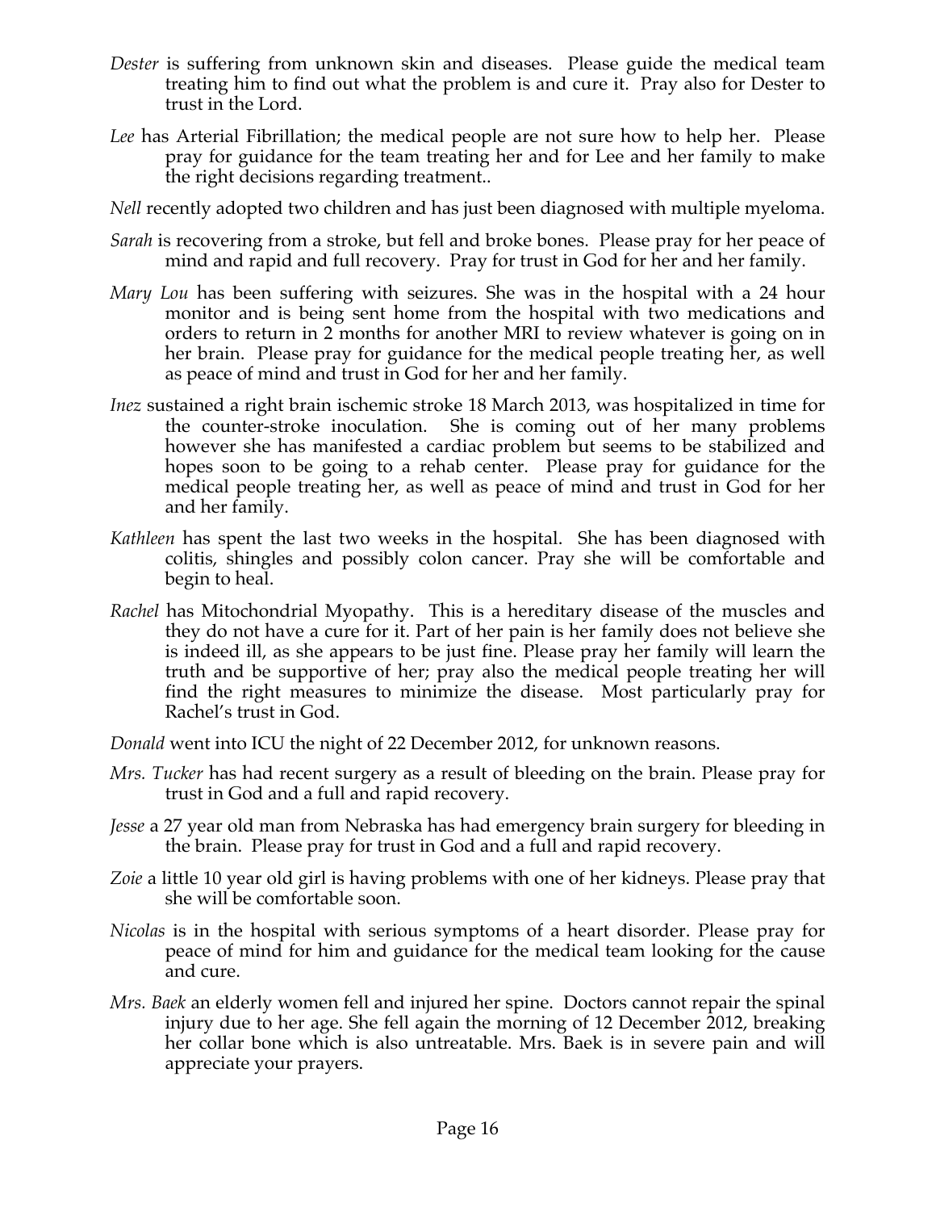*Dester* is suffering from unknown skin and diseases. Please guide the medical team treating him to find out what the problem is and cure it. Pray also for Dester to trust in the Lord.

*Lee* has Arterial Fibrillation; the medical people are not sure how to help her. Please pray for guidance for the team treating her and for Lee and her family to make the right decisions regarding treatment..

*Nell* recently adopted two children and has just been diagnosed with multiple myeloma.

*Sarah* is recovering from a stroke, but fell and broke bones. Please pray for her peace of mind and rapid and full recovery. Pray for trust in God for her and her family.

*Mary Lou* has been suffering with seizures. She was in the hospital with a 24 hour monitor and is being sent home from the hospital with two medications and orders to return in 2 months for another MRI to review whatever is going on in her brain. Please pray for guidance for the medical people treating her, as well as peace of mind and trust in God for her and her family.

*Inez* sustained a right brain ischemic stroke 18 March 2013, was hospitalized in time for the counter-stroke inoculation. She is coming out of her many problems however she has manifested a cardiac problem but seems to be stabilized and hopes soon to be going to a rehab center. Please pray for guidance for the medical people treating her, as well as peace of mind and trust in God for her and her family.

*Kathleen* has spent the last two weeks in the hospital. She has been diagnosed with colitis, shingles and possibly colon cancer. Pray she will be comfortable and begin to heal.

*Rachel* has Mitochondrial Myopathy. This is a hereditary disease of the muscles and they do not have a cure for it. Part of her pain is her family does not believe she is indeed ill, as she appears to be just fine. Please pray her family will learn the truth and be supportive of her; pray also the medical people treating her will find the right measures to minimize the disease. Most particularly pray for Rachel's trust in God.

*Donald* went into ICU the night of 22 December 2012, for unknown reasons.

*Mrs. Tucker* has had recent surgery as a result of bleeding on the brain. Please pray for trust in God and a full and rapid recovery.

*Jesse* a 27 year old man from Nebraska has had emergency brain surgery for bleeding in the brain. Please pray for trust in God and a full and rapid recovery.

*Zoie* a little 10 year old girl is having problems with one of her kidneys. Please pray that she will be comfortable soon.

*Nicolas* is in the hospital with serious symptoms of a heart disorder. Please pray for peace of mind for him and guidance for the medical team looking for the cause and cure.

*Mrs. Baek* an elderly women fell and injured her spine. Doctors cannot repair the spinal injury due to her age. She fell again the morning of 12 December 2012, breaking her collar bone which is also untreatable. Mrs. Baek is in severe pain and will appreciate your prayers.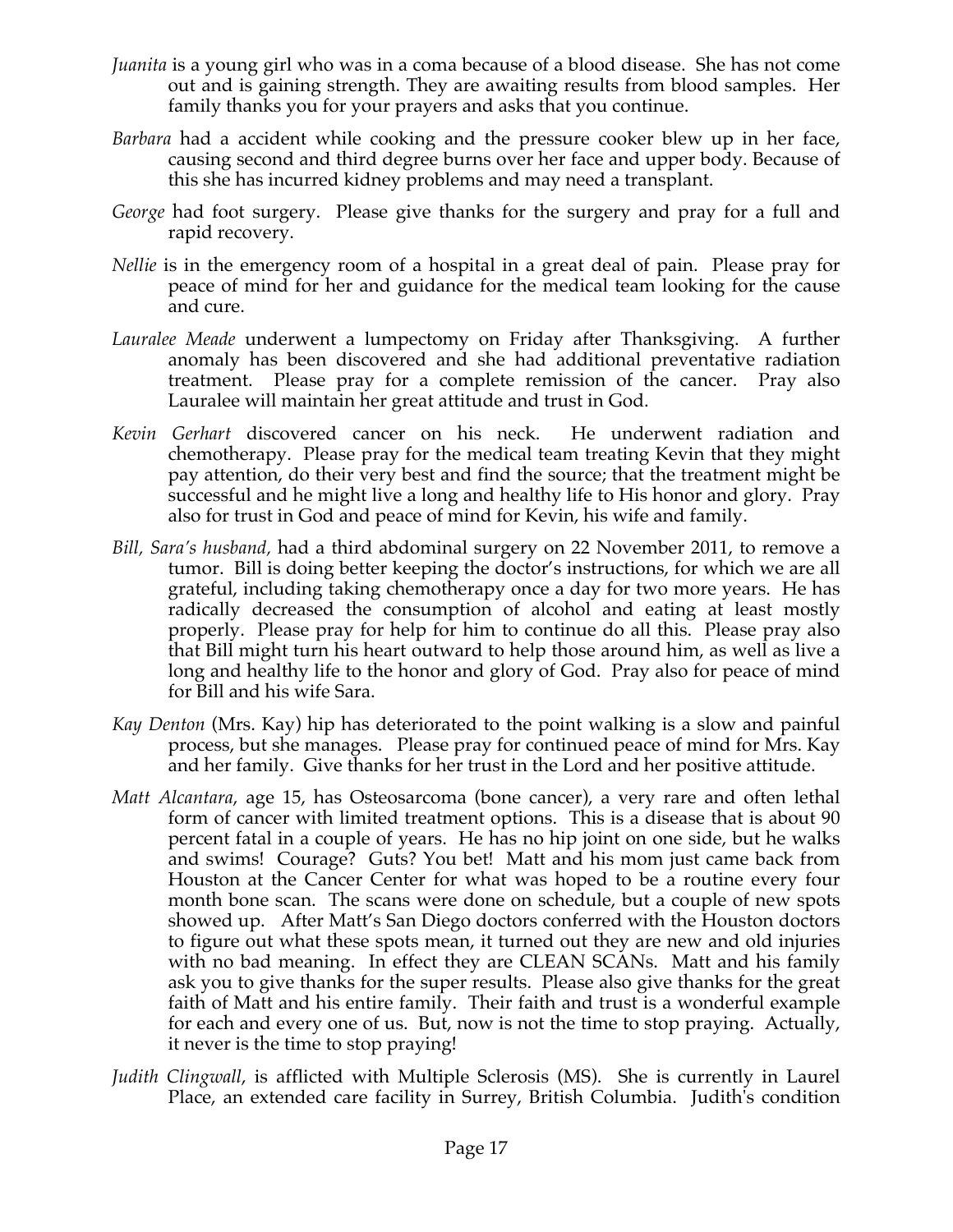*Juanita* is a young girl who was in a coma because of a blood disease. She has not come out and is gaining strength. They are awaiting results from blood samples. Her family thanks you for your prayers and asks that you continue.

*Barbara* had a accident while cooking and the pressure cooker blew up in her face, causing second and third degree burns over her face and upper body. Because of this she has incurred kidney problems and may need a transplant.

*George* had foot surgery. Please give thanks for the surgery and pray for a full and rapid recovery.

*Nellie* is in the emergency room of a hospital in a great deal of pain. Please pray for peace of mind for her and guidance for the medical team looking for the cause and cure.

*Lauralee Meade* underwent a lumpectomy on Friday after Thanksgiving. A further anomaly has been discovered and she had additional preventative radiation treatment. Please pray for a complete remission of the cancer. Pray also Lauralee will maintain her great attitude and trust in God.

*Kevin Gerhart* discovered cancer on his neck. He underwent radiation and chemotherapy. Please pray for the medical team treating Kevin that they might pay attention, do their very best and find the source; that the treatment might be successful and he might live a long and healthy life to His honor and glory. Pray also for trust in God and peace of mind for Kevin, his wife and family.

*Bill, Sara's husband,* had a third abdominal surgery on 22 November 2011, to remove a tumor. Bill is doing better keeping the doctor's instructions, for which we are all grateful, including taking chemotherapy once a day for two more years. He has radically decreased the consumption of alcohol and eating at least mostly properly. Please pray for help for him to continue do all this. Please pray also that Bill might turn his heart outward to help those around him, as well as live a long and healthy life to the honor and glory of God. Pray also for peace of mind for Bill and his wife Sara.

*Kay Denton* (Mrs. Kay) hip has deteriorated to the point walking is a slow and painful process, but she manages. Please pray for continued peace of mind for Mrs. Kay and her family. Give thanks for her trust in the Lord and her positive attitude.

*Matt Alcantara*, age 15, has Osteosarcoma (bone cancer), a very rare and often lethal form of cancer with limited treatment options. This is a disease that is about 90 percent fatal in a couple of years. He has no hip joint on one side, but he walks and swims! Courage? Guts? You bet! Matt and his mom just came back from Houston at the Cancer Center for what was hoped to be a routine every four month bone scan. The scans were done on schedule, but a couple of new spots showed up. After Matt's San Diego doctors conferred with the Houston doctors to figure out what these spots mean, it turned out they are new and old injuries with no bad meaning. In effect they are CLEAN SCANs. Matt and his family ask you to give thanks for the super results. Please also give thanks for the great faith of Matt and his entire family. Their faith and trust is a wonderful example for each and every one of us. But, now is not the time to stop praying. Actually, it never is the time to stop praying!

*Judith Clingwall*, is afflicted with Multiple Sclerosis (MS). She is currently in Laurel Place, an extended care facility in Surrey, British Columbia. Judith's condition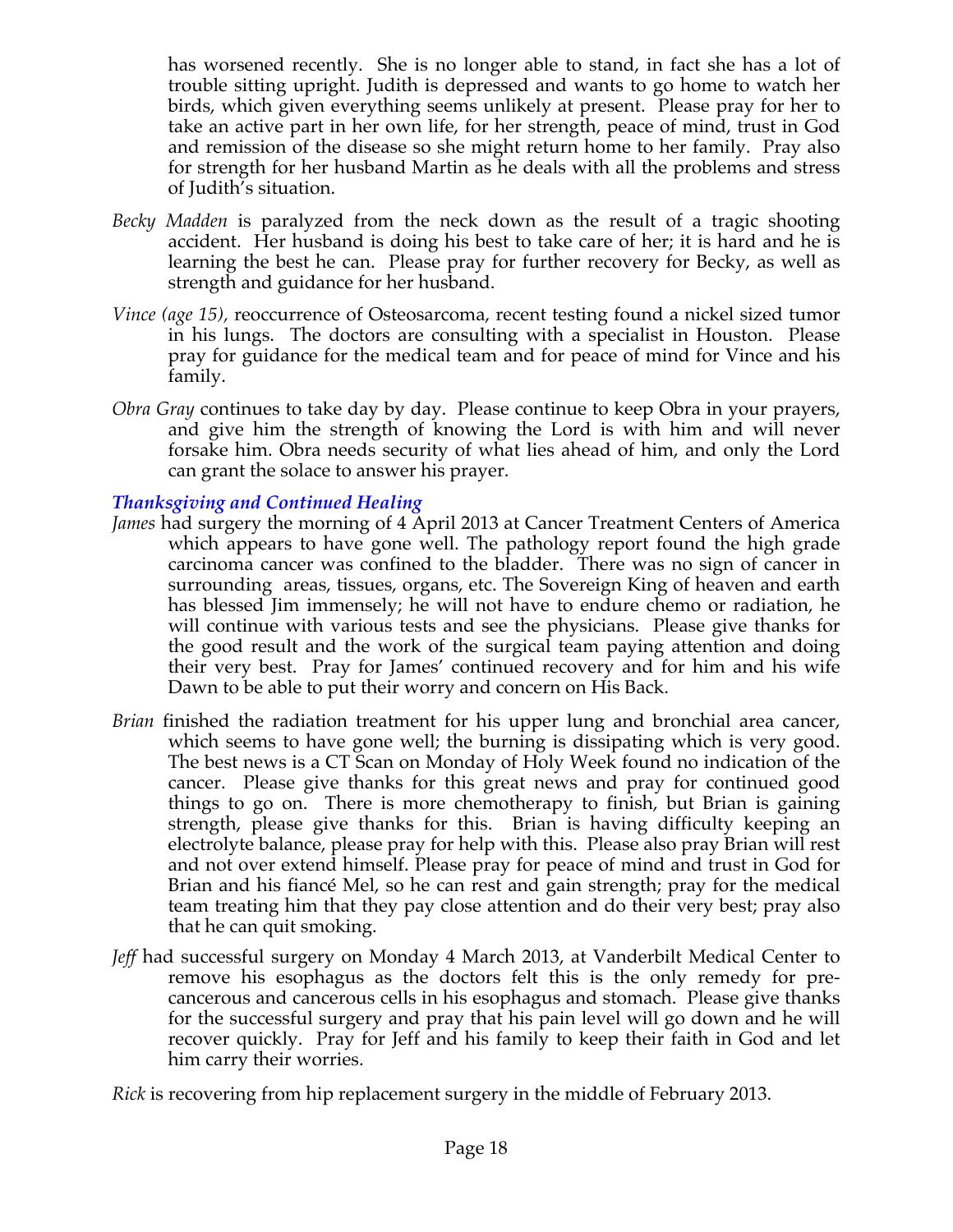has worsened recently. She is no longer able to stand, in fact she has a lot of trouble sitting upright. Judith is depressed and wants to go home to watch her birds, which given everything seems unlikely at present. Please pray for her to take an active part in her own life, for her strength, peace of mind, trust in God and remission of the disease so she might return home to her family. Pray also for strength for her husband Martin as he deals with all the problems and stress of Judith's situation.

*Becky Madden* is paralyzed from the neck down as the result of a tragic shooting accident. Her husband is doing his best to take care of her; it is hard and he is learning the best he can. Please pray for further recovery for Becky, as well as strength and guidance for her husband.

*Vince (age 15),* reoccurrence of Osteosarcoma, recent testing found a nickel sized tumor in his lungs. The doctors are consulting with a specialist in Houston. Please pray for guidance for the medical team and for peace of mind for Vince and his family.

*Obra Gray* continues to take day by day. Please continue to keep Obra in your prayers, and give him the strength of knowing the Lord is with him and will never forsake him. Obra needs security of what lies ahead of him, and only the Lord can grant the solace to answer his prayer.

### *Thanksgiving and Continued Healing*

*James* had surgery the morning of 4 April 2013 at Cancer Treatment Centers of America which appears to have gone well. The pathology report found the high grade carcinoma cancer was confined to the bladder. There was no sign of cancer in surrounding areas, tissues, organs, etc. The Sovereign King of heaven and earth has blessed Jim immensely; he will not have to endure chemo or radiation, he will continue with various tests and see the physicians. Please give thanks for the good result and the work of the surgical team paying attention and doing their very best. Pray for James' continued recovery and for him and his wife Dawn to be able to put their worry and concern on His Back.

*Brian* finished the radiation treatment for his upper lung and bronchial area cancer, which seems to have gone well; the burning is dissipating which is very good. The best news is a CT Scan on Monday of Holy Week found no indication of the cancer. Please give thanks for this great news and pray for continued good things to go on. There is more chemotherapy to finish, but Brian is gaining strength, please give thanks for this. Brian is having difficulty keeping an electrolyte balance, please pray for help with this. Please also pray Brian will rest and not over extend himself. Please pray for peace of mind and trust in God for Brian and his fiancé Mel, so he can rest and gain strength; pray for the medical team treating him that they pay close attention and do their very best; pray also that he can quit smoking.

*Jeff* had successful surgery on Monday 4 March 2013, at Vanderbilt Medical Center to remove his esophagus as the doctors felt this is the only remedy for pre-cancerous and cancerous cells in his esophagus and stomach. Please give thanks for the successful surgery and pray that his pain level will go down and he will recover quickly. Pray for Jeff and his family to keep their faith in God and let him carry their worries.

*Rick* is recovering from hip replacement surgery in the middle of February 2013.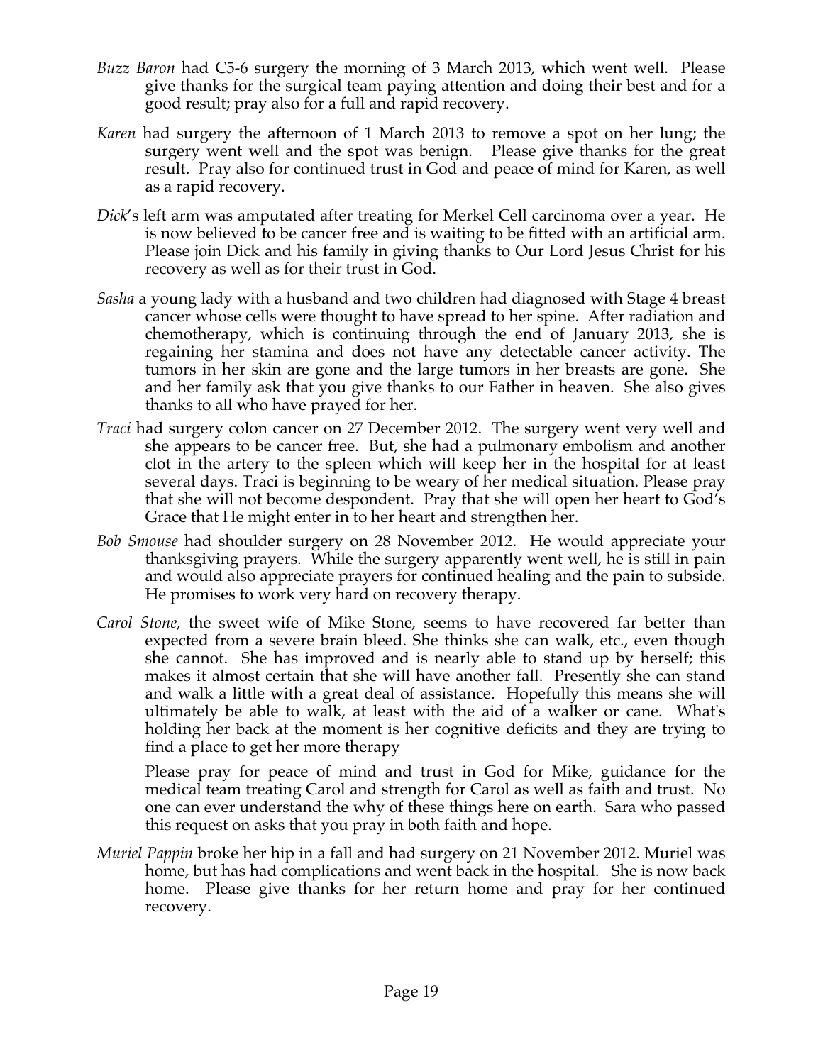*Buzz Baron* had C5-6 surgery the morning of 3 March 2013, which went well. Please give thanks for the surgical team paying attention and doing their best and for a good result; pray also for a full and rapid recovery.

*Karen* had surgery the afternoon of 1 March 2013 to remove a spot on her lung; the surgery went well and the spot was benign. Please give thanks for the great result. Pray also for continued trust in God and peace of mind for Karen, as well as a rapid recovery.

*Dick*'s left arm was amputated after treating for Merkel Cell carcinoma over a year. He is now believed to be cancer free and is waiting to be fitted with an artificial arm. Please join Dick and his family in giving thanks to Our Lord Jesus Christ for his recovery as well as for their trust in God.

*Sasha* a young lady with a husband and two children had diagnosed with Stage 4 breast cancer whose cells were thought to have spread to her spine. After radiation and chemotherapy, which is continuing through the end of January 2013, she is regaining her stamina and does not have any detectable cancer activity. The tumors in her skin are gone and the large tumors in her breasts are gone. She and her family ask that you give thanks to our Father in heaven. She also gives thanks to all who have prayed for her.

*Traci* had surgery colon cancer on 27 December 2012. The surgery went very well and she appears to be cancer free. But, she had a pulmonary embolism and another clot in the artery to the spleen which will keep her in the hospital for at least several days. Traci is beginning to be weary of her medical situation. Please pray that she will not become despondent. Pray that she will open her heart to God's Grace that He might enter in to her heart and strengthen her.

*Bob Smouse* had shoulder surgery on 28 November 2012. He would appreciate your thanksgiving prayers. While the surgery apparently went well, he is still in pain and would also appreciate prayers for continued healing and the pain to subside. He promises to work very hard on recovery therapy.

*Carol Stone*, the sweet wife of Mike Stone, seems to have recovered far better than expected from a severe brain bleed. She thinks she can walk, etc., even though she cannot. She has improved and is nearly able to stand up by herself; this makes it almost certain that she will have another fall. Presently she can stand and walk a little with a great deal of assistance. Hopefully this means she will ultimately be able to walk, at least with the aid of a walker or cane. What's holding her back at the moment is her cognitive deficits and they are trying to find a place to get her more therapy

Please pray for peace of mind and trust in God for Mike, guidance for the medical team treating Carol and strength for Carol as well as faith and trust. No one can ever understand the why of these things here on earth. Sara who passed this request on asks that you pray in both faith and hope.

*Muriel Pappin* broke her hip in a fall and had surgery on 21 November 2012. Muriel was home, but has had complications and went back in the hospital. She is now back home. Please give thanks for her return home and pray for her continued recovery.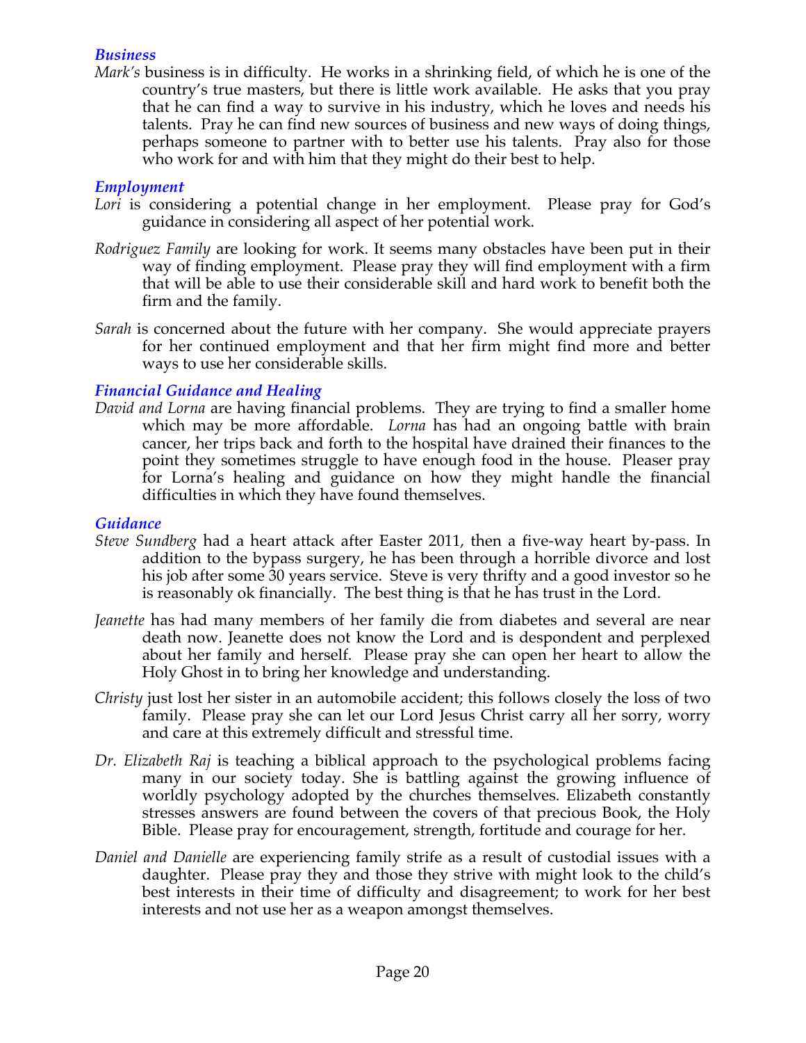### *Business*

*Mark's* business is in difficulty. He works in a shrinking field, of which he is one of the country's true masters, but there is little work available. He asks that you pray that he can find a way to survive in his industry, which he loves and needs his talents. Pray he can find new sources of business and new ways of doing things, perhaps someone to partner with to better use his talents. Pray also for those who work for and with him that they might do their best to help.

### *Employment*

*Lori* is considering a potential change in her employment. Please pray for God's guidance in considering all aspect of her potential work.

*Rodriguez Family* are looking for work. It seems many obstacles have been put in their way of finding employment. Please pray they will find employment with a firm that will be able to use their considerable skill and hard work to benefit both the firm and the family.

*Sarah* is concerned about the future with her company. She would appreciate prayers for her continued employment and that her firm might find more and better ways to use her considerable skills.

### *Financial Guidance and Healing*

*David and Lorna* are having financial problems. They are trying to find a smaller home which may be more affordable. *Lorna* has had an ongoing battle with brain cancer, her trips back and forth to the hospital have drained their finances to the point they sometimes struggle to have enough food in the house. Pleaser pray for Lorna's healing and guidance on how they might handle the financial difficulties in which they have found themselves.

### *Guidance*

*Steve Sundberg* had a heart attack after Easter 2011, then a five-way heart by-pass. In addition to the bypass surgery, he has been through a horrible divorce and lost his job after some 30 years service. Steve is very thrifty and a good investor so he is reasonably ok financially. The best thing is that he has trust in the Lord.

*Jeanette* has had many members of her family die from diabetes and several are near death now. Jeanette does not know the Lord and is despondent and perplexed about her family and herself. Please pray she can open her heart to allow the Holy Ghost in to bring her knowledge and understanding.

*Christy* just lost her sister in an automobile accident; this follows closely the loss of two family. Please pray she can let our Lord Jesus Christ carry all her sorry, worry and care at this extremely difficult and stressful time.

*Dr. Elizabeth Raj* is teaching a biblical approach to the psychological problems facing many in our society today. She is battling against the growing influence of worldly psychology adopted by the churches themselves. Elizabeth constantly stresses answers are found between the covers of that precious Book, the Holy Bible. Please pray for encouragement, strength, fortitude and courage for her.

*Daniel and Danielle* are experiencing family strife as a result of custodial issues with a daughter. Please pray they and those they strive with might look to the child's best interests in their time of difficulty and disagreement; to work for her best interests and not use her as a weapon amongst themselves.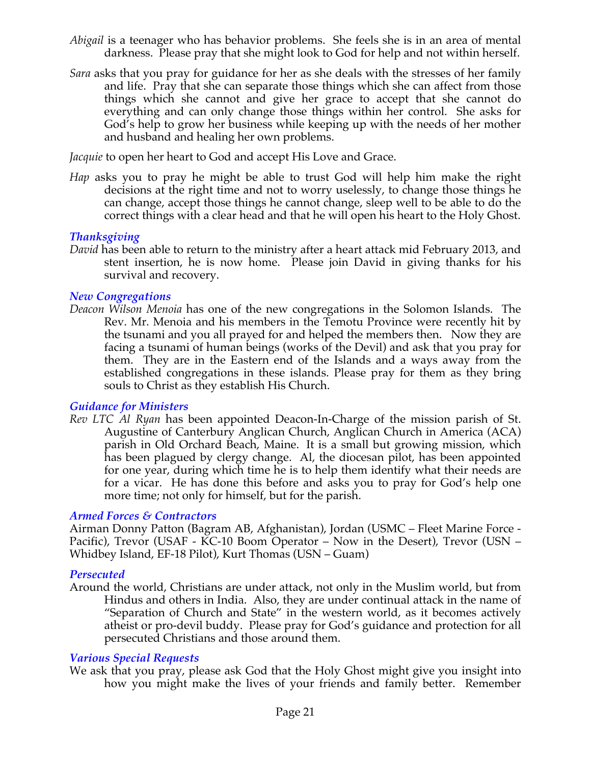*Abigail* is a teenager who has behavior problems. She feels she is in an area of mental darkness. Please pray that she might look to God for help and not within herself.

*Sara* asks that you pray for guidance for her as she deals with the stresses of her family and life. Pray that she can separate those things which she can affect from those things which she cannot and give her grace to accept that she cannot do everything and can only change those things within her control. She asks for God's help to grow her business while keeping up with the needs of her mother and husband and healing her own problems.

*Jacquie* to open her heart to God and accept His Love and Grace.

*Hap* asks you to pray he might be able to trust God will help him make the right decisions at the right time and not to worry uselessly, to change those things he can change, accept those things he cannot change, sleep well to be able to do the correct things with a clear head and that he will open his heart to the Holy Ghost.

### *Thanksgiving*

*David* has been able to return to the ministry after a heart attack mid February 2013, and stent insertion, he is now home. Please join David in giving thanks for his survival and recovery.

### *New Congregations*

*Deacon Wilson Menoia* has one of the new congregations in the Solomon Islands. The Rev. Mr. Menoia and his members in the Temotu Province were recently hit by the tsunami and you all prayed for and helped the members then. Now they are facing a tsunami of human beings (works of the Devil) and ask that you pray for them. They are in the Eastern end of the Islands and a ways away from the established congregations in these islands. Please pray for them as they bring souls to Christ as they establish His Church.

### *Guidance for Ministers*

*Rev LTC Al Ryan* has been appointed Deacon-In-Charge of the mission parish of St. Augustine of Canterbury Anglican Church, Anglican Church in America (ACA) parish in Old Orchard Beach, Maine. It is a small but growing mission, which has been plagued by clergy change. Al, the diocesan pilot, has been appointed for one year, during which time he is to help them identify what their needs are for a vicar. He has done this before and asks you to pray for God's help one more time; not only for himself, but for the parish.

### *Armed Forces & Contractors*

Airman Donny Patton (Bagram AB, Afghanistan), Jordan (USMC – Fleet Marine Force - Pacific), Trevor (USAF - KC-10 Boom Operator – Now in the Desert), Trevor (USN – Whidbey Island, EF-18 Pilot), Kurt Thomas (USN – Guam)

### *Persecuted*

Around the world, Christians are under attack, not only in the Muslim world, but from Hindus and others in India. Also, they are under continual attack in the name of "Separation of Church and State" in the western world, as it becomes actively atheist or pro-devil buddy. Please pray for God's guidance and protection for all persecuted Christians and those around them.

### *Various Special Requests*

We ask that you pray, please ask God that the Holy Ghost might give you insight into how you might make the lives of your friends and family better. Remember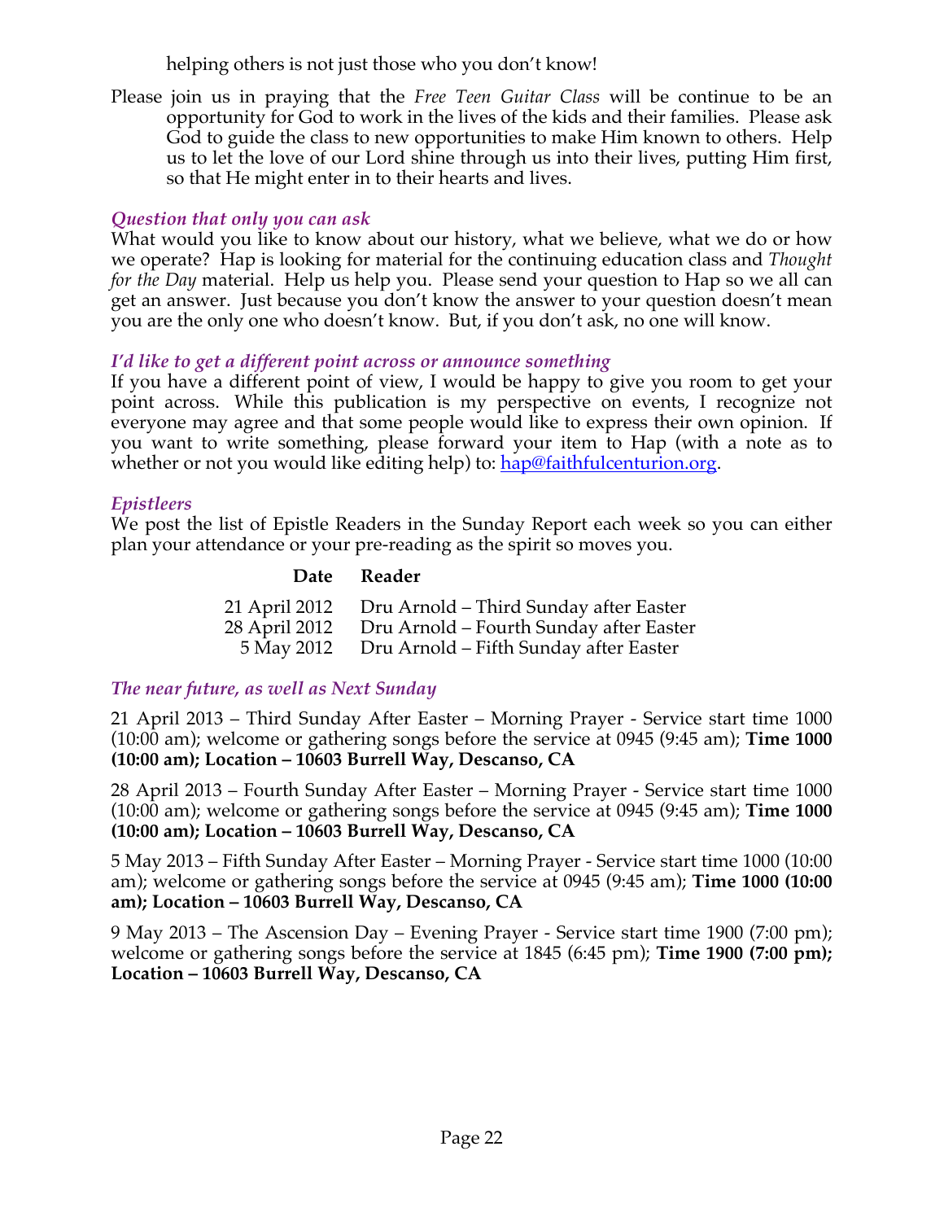helping others is not just those who you don't know!

Please join us in praying that the *Free Teen Guitar Class* will be continue to be an opportunity for God to work in the lives of the kids and their families. Please ask God to guide the class to new opportunities to make Him known to others. Help us to let the love of our Lord shine through us into their lives, putting Him first, so that He might enter in to their hearts and lives.

### *Question that only you can ask*

What would you like to know about our history, what we believe, what we do or how we operate? Hap is looking for material for the continuing education class and *Thought for the Day* material. Help us help you. Please send your question to Hap so we all can get an answer. Just because you don't know the answer to your question doesn't mean you are the only one who doesn't know. But, if you don't ask, no one will know.

### *I'd like to get a different point across or announce something*

If you have a different point of view, I would be happy to give you room to get your point across. While this publication is my perspective on events, I recognize not everyone may agree and that some people would like to express their own opinion. If you want to write something, please forward your item to Hap (with a note as to whether or not you would like editing help) to: hap@faithfulcenturion.org.

### *Epistleers*

We post the list of Epistle Readers in the Sunday Report each week so you can either plan your attendance or your pre-reading as the spirit so moves you.

| Date | Reader |
|---|---|
| 21 April 2012 | Dru Arnold – Third Sunday after Easter |
| 28 April 2012 | Dru Arnold – Fourth Sunday after Easter |
| 5 May 2012 | Dru Arnold – Fifth Sunday after Easter |

### *The near future, as well as Next Sunday*

21 April 2013 – Third Sunday After Easter – Morning Prayer - Service start time 1000 (10:00 am); welcome or gathering songs before the service at 0945 (9:45 am); **Time 1000 (10:00 am); Location – 10603 Burrell Way, Descanso, CA**

28 April 2013 – Fourth Sunday After Easter – Morning Prayer - Service start time 1000 (10:00 am); welcome or gathering songs before the service at 0945 (9:45 am); **Time 1000 (10:00 am); Location – 10603 Burrell Way, Descanso, CA**

5 May 2013 – Fifth Sunday After Easter – Morning Prayer - Service start time 1000 (10:00 am); welcome or gathering songs before the service at 0945 (9:45 am); **Time 1000 (10:00 am); Location – 10603 Burrell Way, Descanso, CA**

9 May 2013 – The Ascension Day – Evening Prayer - Service start time 1900 (7:00 pm); welcome or gathering songs before the service at 1845 (6:45 pm); **Time 1900 (7:00 pm); Location – 10603 Burrell Way, Descanso, CA**